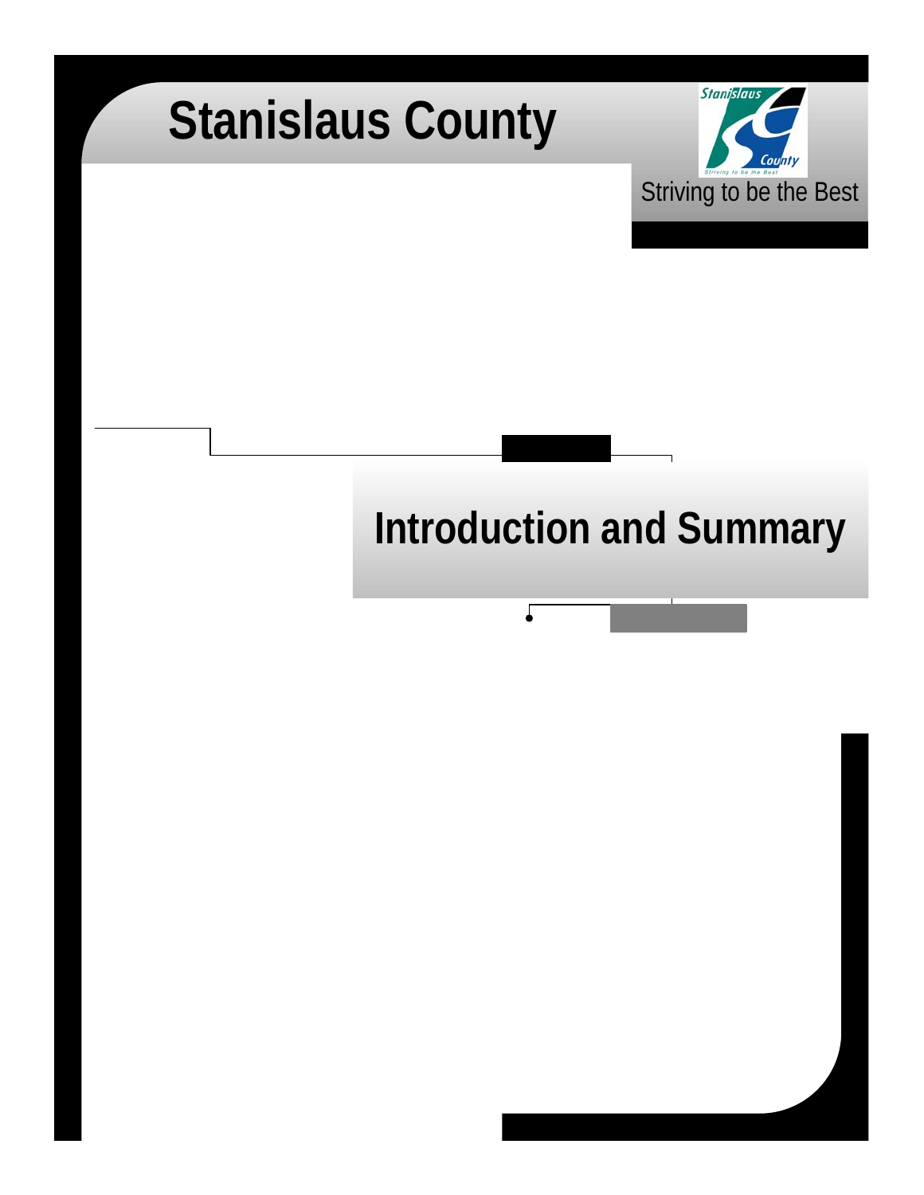# Stanislaus County

Striving to be the Best

## Introduction and Summary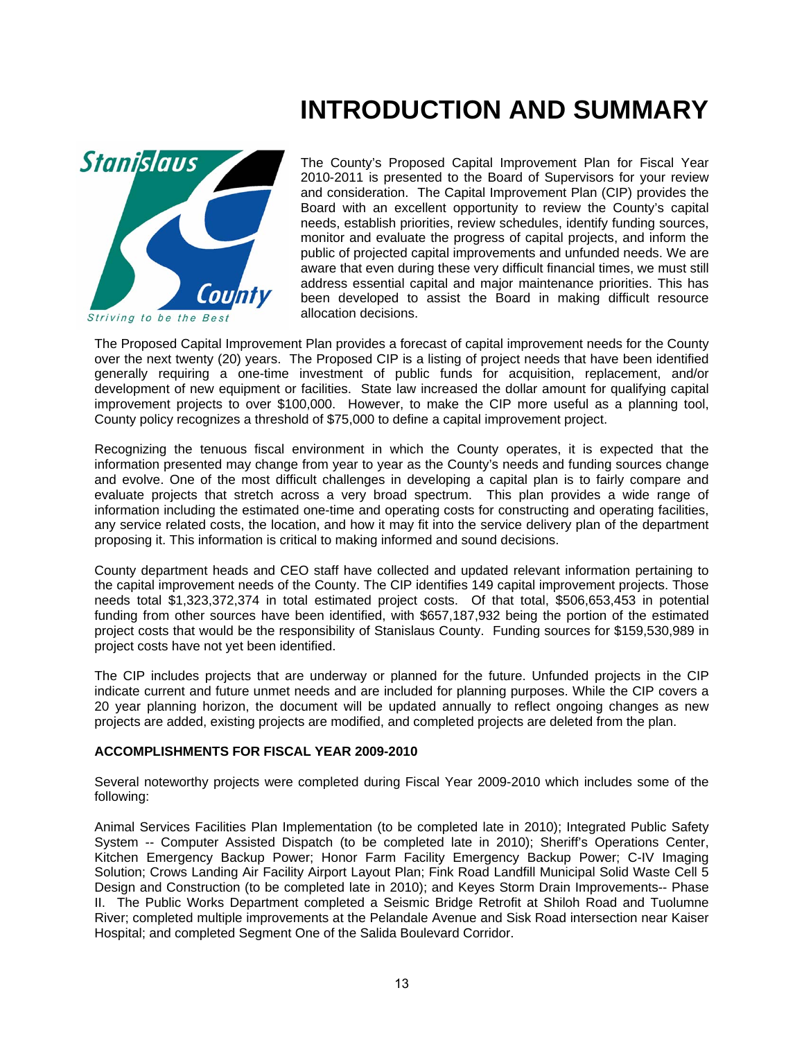# INTRODUCTION AND SUMMARY

The County's Proposed Capital Improvement Plan for Fiscal Year 2010-2011 is presented to the Board of Supervisors for your review and consideration. The Capital Improvement Plan (CIP) provides the Board with an excellent opportunity to review the County's capital needs, establish priorities, review schedules, identify funding sources, monitor and evaluate the progress of capital projects, and inform the public of projected capital improvements and unfunded needs. We are aware that even during these very difficult financial times, we must still address essential capital and major maintenance priorities. This has been developed to assist the Board in making difficult resource allocation decisions.

The Proposed Capital Improvement Plan provides a forecast of capital improvement needs for the County over the next twenty (20) years. The Proposed CIP is a listing of project needs that have been identified generally requiring a one-time investment of public funds for acquisition, replacement, and/or development of new equipment or facilities. State law increased the dollar amount for qualifying capital improvement projects to over $100,000. However, to make the CIP more useful as a planning tool, County policy recognizes a threshold of $75,000 to define a capital improvement project.

Recognizing the tenuous fiscal environment in which the County operates, it is expected that the information presented may change from year to year as the County's needs and funding sources change and evolve. One of the most difficult challenges in developing a capital plan is to fairly compare and evaluate projects that stretch across a very broad spectrum. This plan provides a wide range of information including the estimated one-time and operating costs for constructing and operating facilities, any service related costs, the location, and how it may fit into the service delivery plan of the department proposing it. This information is critical to making informed and sound decisions.

County department heads and CEO staff have collected and updated relevant information pertaining to the capital improvement needs of the County. The CIP identifies 149 capital improvement projects. Those needs total $1,323,372,374 in total estimated project costs. Of that total, $506,653,453 in potential funding from other sources have been identified, with $657,187,932 being the portion of the estimated project costs that would be the responsibility of Stanislaus County. Funding sources for $159,530,989 in project costs have not yet been identified.

The CIP includes projects that are underway or planned for the future. Unfunded projects in the CIP indicate current and future unmet needs and are included for planning purposes. While the CIP covers a 20 year planning horizon, the document will be updated annually to reflect ongoing changes as new projects are added, existing projects are modified, and completed projects are deleted from the plan.

**ACCOMPLISHMENTS FOR FISCAL YEAR 2009-2010**

Several noteworthy projects were completed during Fiscal Year 2009-2010 which includes some of the following:

Animal Services Facilities Plan Implementation (to be completed late in 2010); Integrated Public Safety System -- Computer Assisted Dispatch (to be completed late in 2010); Sheriff's Operations Center, Kitchen Emergency Backup Power; Honor Farm Facility Emergency Backup Power; C-IV Imaging Solution; Crows Landing Air Facility Airport Layout Plan; Fink Road Landfill Municipal Solid Waste Cell 5 Design and Construction (to be completed late in 2010); and Keyes Storm Drain Improvements-- Phase II. The Public Works Department completed a Seismic Bridge Retrofit at Shiloh Road and Tuolumne River; completed multiple improvements at the Pelandale Avenue and Sisk Road intersection near Kaiser Hospital; and completed Segment One of the Salida Boulevard Corridor.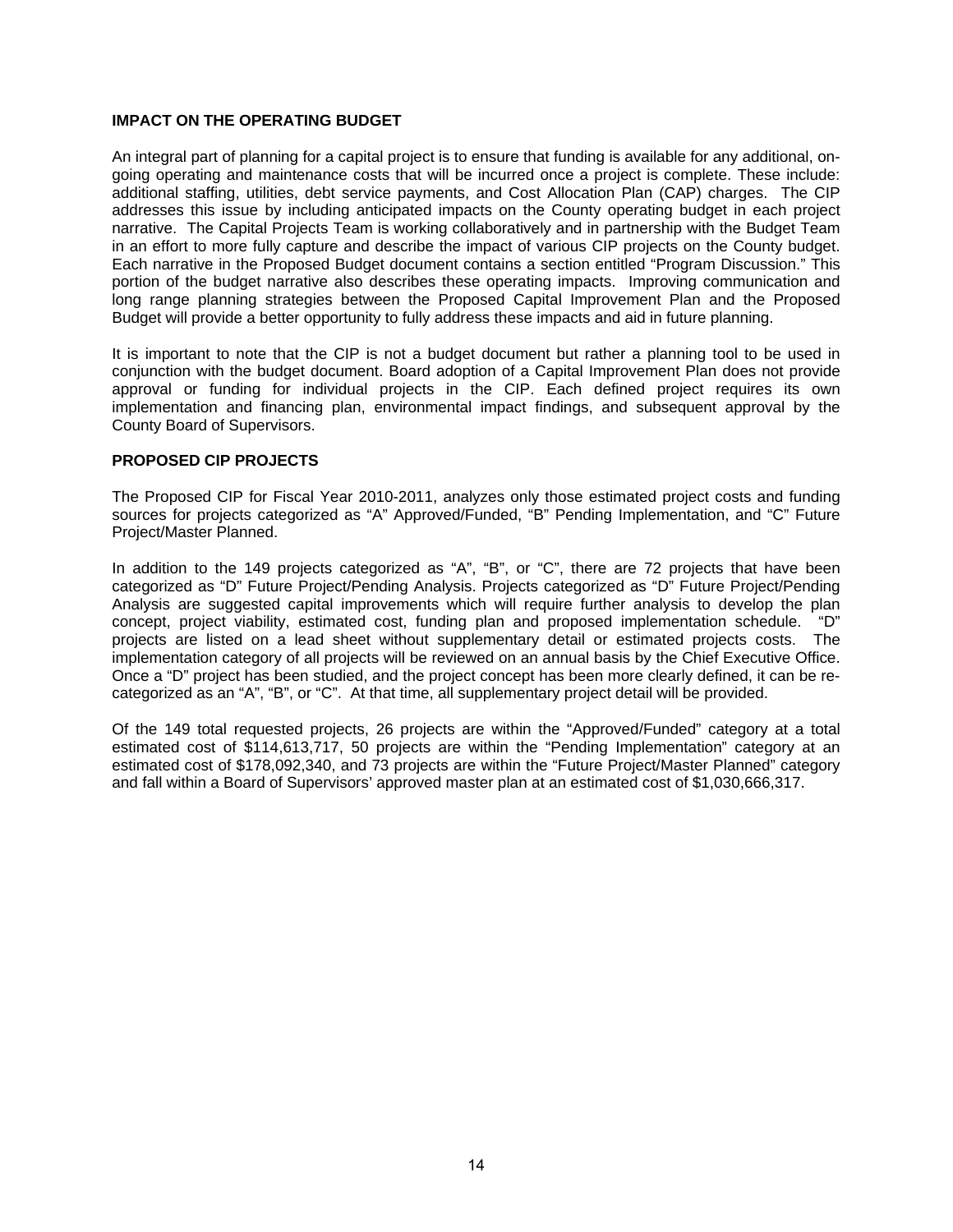## IMPACT ON THE OPERATING BUDGET

An integral part of planning for a capital project is to ensure that funding is available for any additional, on-going operating and maintenance costs that will be incurred once a project is complete. These include: additional staffing, utilities, debt service payments, and Cost Allocation Plan (CAP) charges. The CIP addresses this issue by including anticipated impacts on the County operating budget in each project narrative. The Capital Projects Team is working collaboratively and in partnership with the Budget Team in an effort to more fully capture and describe the impact of various CIP projects on the County budget. Each narrative in the Proposed Budget document contains a section entitled "Program Discussion." This portion of the budget narrative also describes these operating impacts. Improving communication and long range planning strategies between the Proposed Capital Improvement Plan and the Proposed Budget will provide a better opportunity to fully address these impacts and aid in future planning.

It is important to note that the CIP is not a budget document but rather a planning tool to be used in conjunction with the budget document. Board adoption of a Capital Improvement Plan does not provide approval or funding for individual projects in the CIP. Each defined project requires its own implementation and financing plan, environmental impact findings, and subsequent approval by the County Board of Supervisors.

## PROPOSED CIP PROJECTS

The Proposed CIP for Fiscal Year 2010-2011, analyzes only those estimated project costs and funding sources for projects categorized as "A" Approved/Funded, "B" Pending Implementation, and "C" Future Project/Master Planned.

In addition to the 149 projects categorized as "A", "B", or "C", there are 72 projects that have been categorized as "D" Future Project/Pending Analysis. Projects categorized as "D" Future Project/Pending Analysis are suggested capital improvements which will require further analysis to develop the plan concept, project viability, estimated cost, funding plan and proposed implementation schedule. "D" projects are listed on a lead sheet without supplementary detail or estimated projects costs. The implementation category of all projects will be reviewed on an annual basis by the Chief Executive Office. Once a "D" project has been studied, and the project concept has been more clearly defined, it can be re-categorized as an "A", "B", or "C". At that time, all supplementary project detail will be provided.

Of the 149 total requested projects, 26 projects are within the "Approved/Funded" category at a total estimated cost of $114,613,717, 50 projects are within the "Pending Implementation" category at an estimated cost of $178,092,340, and 73 projects are within the "Future Project/Master Planned" category and fall within a Board of Supervisors' approved master plan at an estimated cost of $1,030,666,317.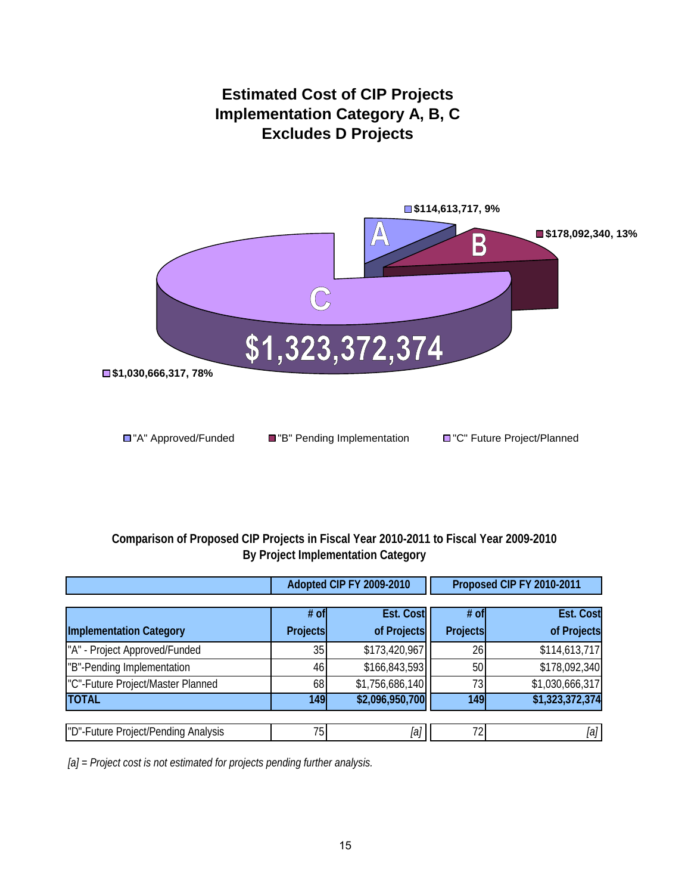## Estimated Cost of CIP Projects
## Implementation Category A, B, C
## Excludes D Projects

A: $114,613,717, 9%

B: $178,092,340, 13%

C: $1,030,666,317, 78%

$1,323,372,374

"A" Approved/Funded | "B" Pending Implementation | "C" Future Project/Planned

### Comparison of Proposed CIP Projects in Fiscal Year 2010-2011 to Fiscal Year 2009-2010
### By Project Implementation Category

| | Adopted CIP FY 2009-2010 | | Proposed CIP FY 2010-2011 | |
|---|---|---|---|---|
| **Implementation Category** | **# of Projects** | **Est. Cost of Projects** | **# of Projects** | **Est. Cost of Projects** |
| "A" - Project Approved/Funded | 35 | $173,420,967 | 26 | $114,613,717 |
| "B"-Pending Implementation | 46 | $166,843,593 | 50 | $178,092,340 |
| "C"-Future Project/Master Planned | 68 | $1,756,686,140 | 73 | $1,030,666,317 |
| **TOTAL** | **149** | **$2,096,950,700** | **149** | **$1,323,372,374** |
| "D"-Future Project/Pending Analysis | 75 | *[a]* | 72 | *[a]* |

*[a] = Project cost is not estimated for projects pending further analysis.*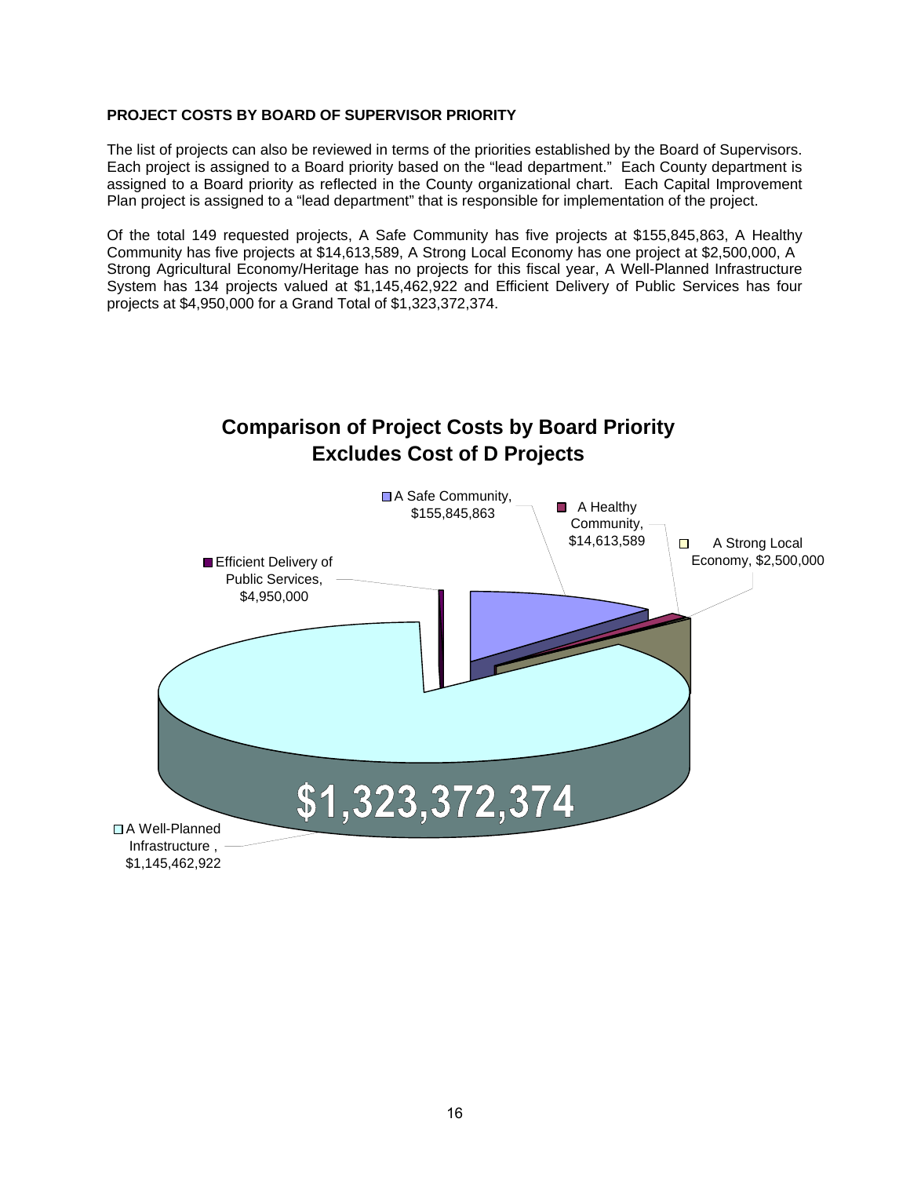**PROJECT COSTS BY BOARD OF SUPERVISOR PRIORITY**

The list of projects can also be reviewed in terms of the priorities established by the Board of Supervisors. Each project is assigned to a Board priority based on the "lead department." Each County department is assigned to a Board priority as reflected in the County organizational chart. Each Capital Improvement Plan project is assigned to a "lead department" that is responsible for implementation of the project.

Of the total 149 requested projects, A Safe Community has five projects at $155,845,863, A Healthy Community has five projects at $14,613,589, A Strong Local Economy has one project at $2,500,000, A Strong Agricultural Economy/Heritage has no projects for this fiscal year, A Well-Planned Infrastructure System has 134 projects valued at $1,145,462,922 and Efficient Delivery of Public Services has four projects at $4,950,000 for a Grand Total of $1,323,372,374.

**Comparison of Project Costs by Board Priority**
**Excludes Cost of D Projects**

- A Safe Community, $155,845,863
- A Healthy Community, $14,613,589
- A Strong Local Economy, $2,500,000
- Efficient Delivery of Public Services, $4,950,000
- A Well-Planned Infrastructure, $1,145,462,922

$1,323,372,374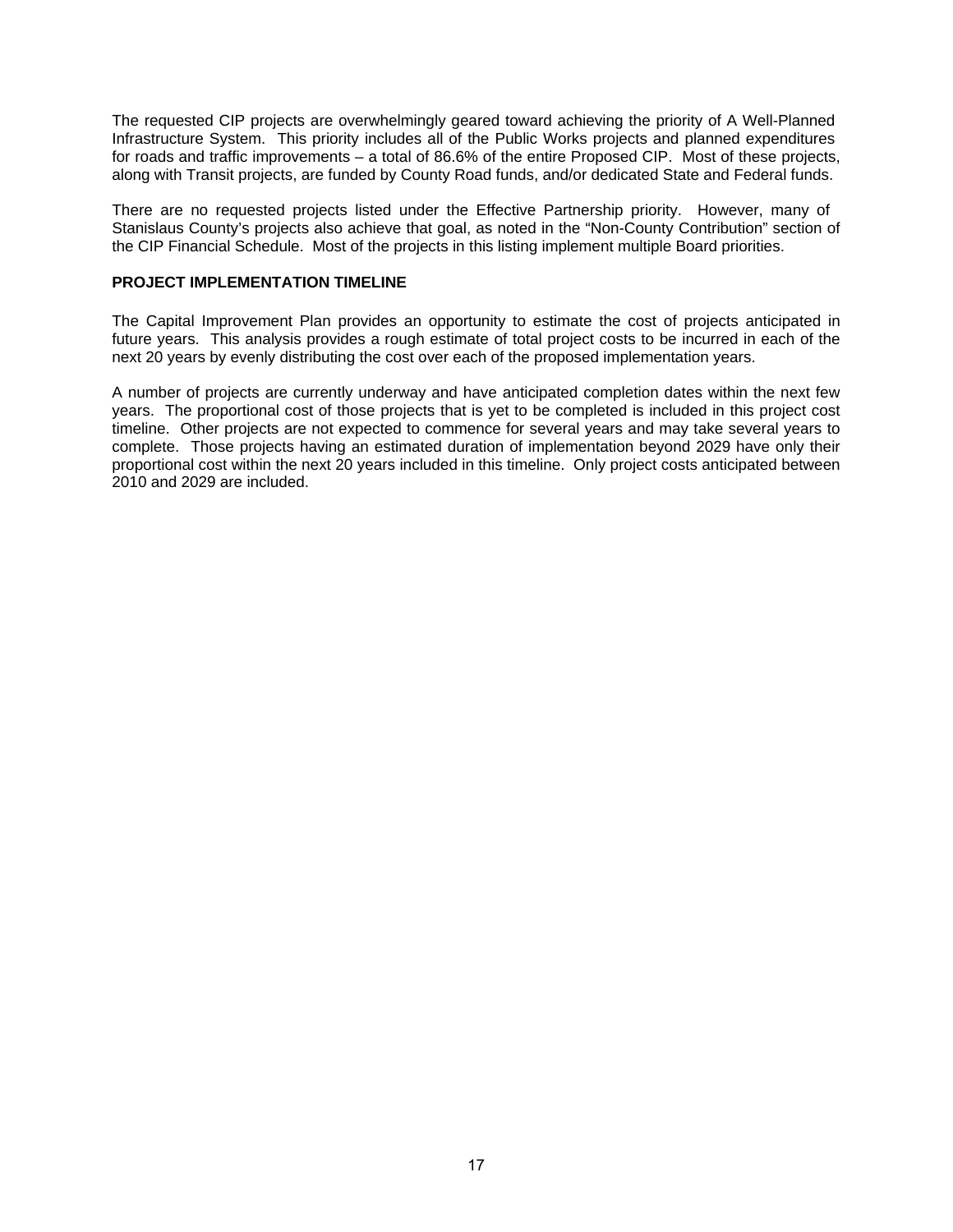The requested CIP projects are overwhelmingly geared toward achieving the priority of A Well-Planned Infrastructure System. This priority includes all of the Public Works projects and planned expenditures for roads and traffic improvements – a total of 86.6% of the entire Proposed CIP. Most of these projects, along with Transit projects, are funded by County Road funds, and/or dedicated State and Federal funds.

There are no requested projects listed under the Effective Partnership priority. However, many of Stanislaus County's projects also achieve that goal, as noted in the "Non-County Contribution" section of the CIP Financial Schedule. Most of the projects in this listing implement multiple Board priorities.

**PROJECT IMPLEMENTATION TIMELINE**

The Capital Improvement Plan provides an opportunity to estimate the cost of projects anticipated in future years. This analysis provides a rough estimate of total project costs to be incurred in each of the next 20 years by evenly distributing the cost over each of the proposed implementation years.

A number of projects are currently underway and have anticipated completion dates within the next few years. The proportional cost of those projects that is yet to be completed is included in this project cost timeline. Other projects are not expected to commence for several years and may take several years to complete. Those projects having an estimated duration of implementation beyond 2029 have only their proportional cost within the next 20 years included in this timeline. Only project costs anticipated between 2010 and 2029 are included.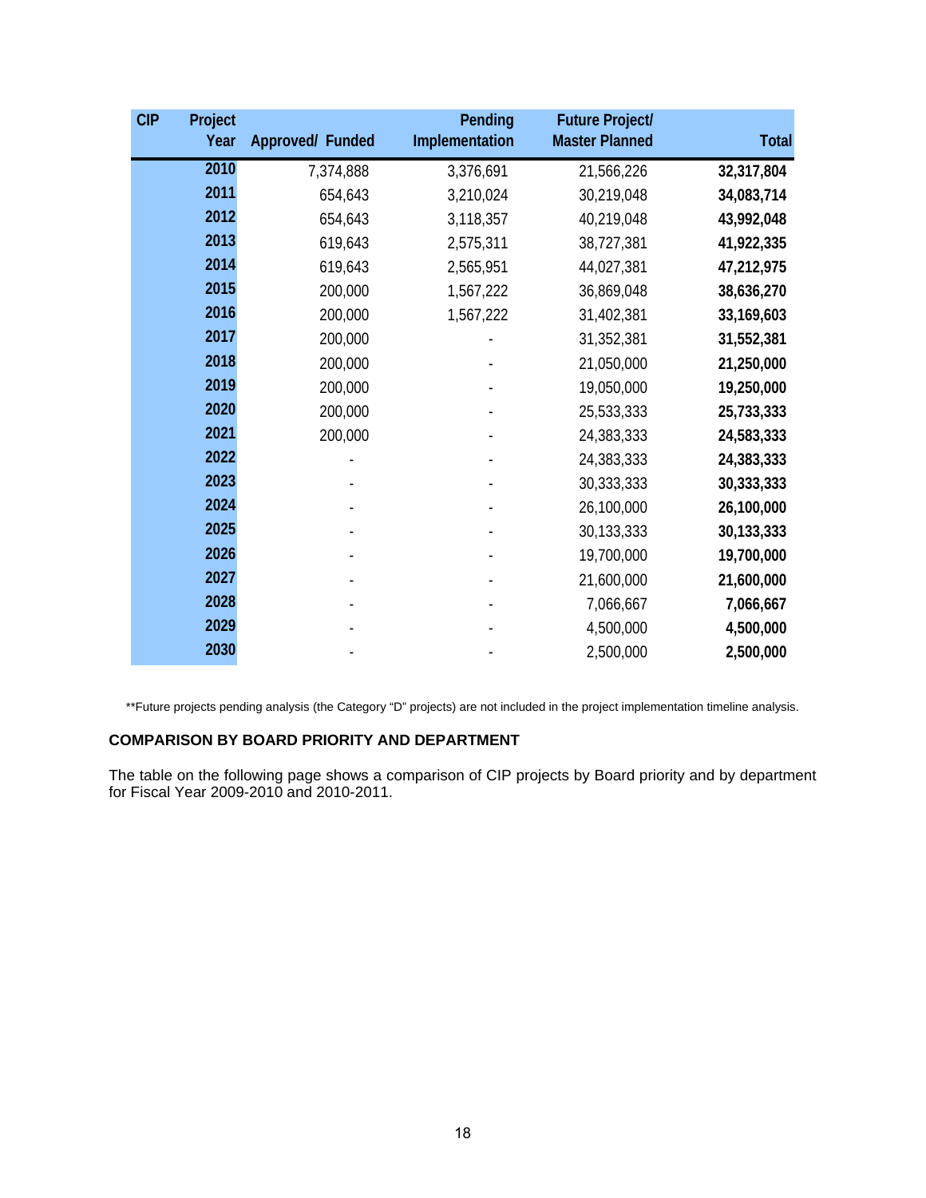| CIP Project Year | Approved/ Funded | Pending Implementation | Future Project/ Master Planned | Total |
|---|---|---|---|---|
| **2010** | 7,374,888 | 3,376,691 | 21,566,226 | **32,317,804** |
| **2011** | 654,643 | 3,210,024 | 30,219,048 | **34,083,714** |
| **2012** | 654,643 | 3,118,357 | 40,219,048 | **43,992,048** |
| **2013** | 619,643 | 2,575,311 | 38,727,381 | **41,922,335** |
| **2014** | 619,643 | 2,565,951 | 44,027,381 | **47,212,975** |
| **2015** | 200,000 | 1,567,222 | 36,869,048 | **38,636,270** |
| **2016** | 200,000 | 1,567,222 | 31,402,381 | **33,169,603** |
| **2017** | 200,000 | - | 31,352,381 | **31,552,381** |
| **2018** | 200,000 | - | 21,050,000 | **21,250,000** |
| **2019** | 200,000 | - | 19,050,000 | **19,250,000** |
| **2020** | 200,000 | - | 25,533,333 | **25,733,333** |
| **2021** | 200,000 | - | 24,383,333 | **24,583,333** |
| **2022** | - | - | 24,383,333 | **24,383,333** |
| **2023** | - | - | 30,333,333 | **30,333,333** |
| **2024** | - | - | 26,100,000 | **26,100,000** |
| **2025** | - | - | 30,133,333 | **30,133,333** |
| **2026** | - | - | 19,700,000 | **19,700,000** |
| **2027** | - | - | 21,600,000 | **21,600,000** |
| **2028** | - | - | 7,066,667 | **7,066,667** |
| **2029** | - | - | 4,500,000 | **4,500,000** |
| **2030** | - | - | 2,500,000 | **2,500,000** |

**Future projects pending analysis (the Category "D" projects) are not included in the project implementation timeline analysis.

**COMPARISON BY BOARD PRIORITY AND DEPARTMENT**

The table on the following page shows a comparison of CIP projects by Board priority and by department for Fiscal Year 2009-2010 and 2010-2011.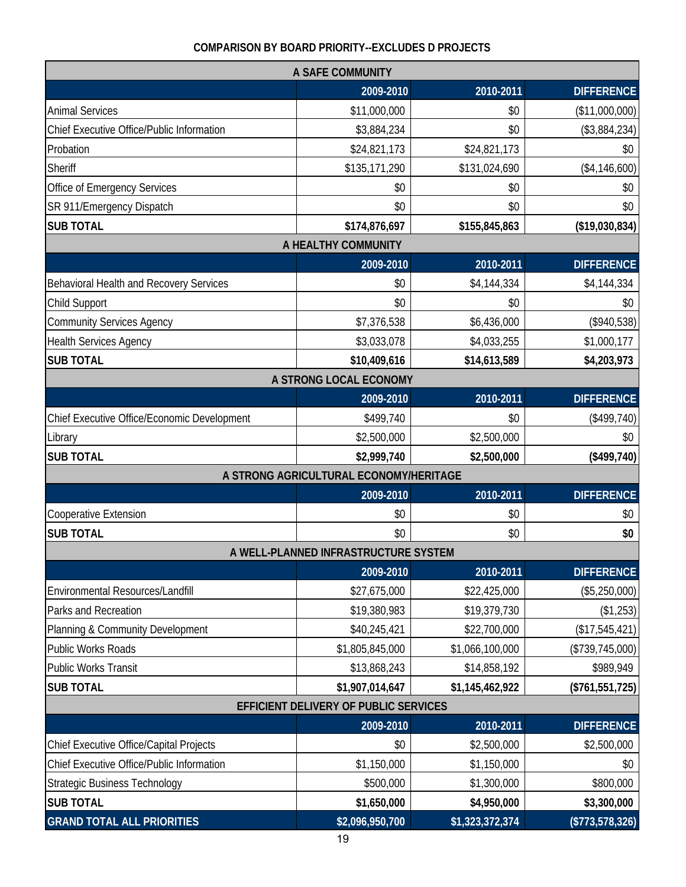## COMPARISON BY BOARD PRIORITY--EXCLUDES D PROJECTS

| A SAFE COMMUNITY | | | |
|---|---|---|---|
| | **2009-2010** | **2010-2011** | **DIFFERENCE** |
| Animal Services | $11,000,000 | $0 | ($11,000,000) |
| Chief Executive Office/Public Information | $3,884,234 | $0 | ($3,884,234) |
| Probation | $24,821,173 | $24,821,173 | $0 |
| Sheriff | $135,171,290 | $131,024,690 | ($4,146,600) |
| Office of Emergency Services | $0 | $0 | $0 |
| SR 911/Emergency Dispatch | $0 | $0 | $0 |
| **SUB TOTAL** | **$174,876,697** | **$155,845,863** | **($19,030,834)** |
| **A HEALTHY COMMUNITY** | | | |
| | **2009-2010** | **2010-2011** | **DIFFERENCE** |
| Behavioral Health and Recovery Services | $0 | $4,144,334 | $4,144,334 |
| Child Support | $0 | $0 | $0 |
| Community Services Agency | $7,376,538 | $6,436,000 | ($940,538) |
| Health Services Agency | $3,033,078 | $4,033,255 | $1,000,177 |
| **SUB TOTAL** | **$10,409,616** | **$14,613,589** | **$4,203,973** |
| **A STRONG LOCAL ECONOMY** | | | |
| | **2009-2010** | **2010-2011** | **DIFFERENCE** |
| Chief Executive Office/Economic Development | $499,740 | $0 | ($499,740) |
| Library | $2,500,000 | $2,500,000 | $0 |
| **SUB TOTAL** | **$2,999,740** | **$2,500,000** | **($499,740)** |
| **A STRONG AGRICULTURAL ECONOMY/HERITAGE** | | | |
| | **2009-2010** | **2010-2011** | **DIFFERENCE** |
| Cooperative Extension | $0 | $0 | $0 |
| **SUB TOTAL** | $0 | $0 | **$0** |
| **A WELL-PLANNED INFRASTRUCTURE SYSTEM** | | | |
| | **2009-2010** | **2010-2011** | **DIFFERENCE** |
| Environmental Resources/Landfill | $27,675,000 | $22,425,000 | ($5,250,000) |
| Parks and Recreation | $19,380,983 | $19,379,730 | ($1,253) |
| Planning & Community Development | $40,245,421 | $22,700,000 | ($17,545,421) |
| Public Works Roads | $1,805,845,000 | $1,066,100,000 | ($739,745,000) |
| Public Works Transit | $13,868,243 | $14,858,192 | $989,949 |
| **SUB TOTAL** | **$1,907,014,647** | **$1,145,462,922** | **($761,551,725)** |
| **EFFICIENT DELIVERY OF PUBLIC SERVICES** | | | |
| | **2009-2010** | **2010-2011** | **DIFFERENCE** |
| Chief Executive Office/Capital Projects | $0 | $2,500,000 | $2,500,000 |
| Chief Executive Office/Public Information | $1,150,000 | $1,150,000 | $0 |
| Strategic Business Technology | $500,000 | $1,300,000 | $800,000 |
| **SUB TOTAL** | **$1,650,000** | **$4,950,000** | **$3,300,000** |
| **GRAND TOTAL ALL PRIORITIES** | **$2,096,950,700** | **$1,323,372,374** | **($773,578,326)** |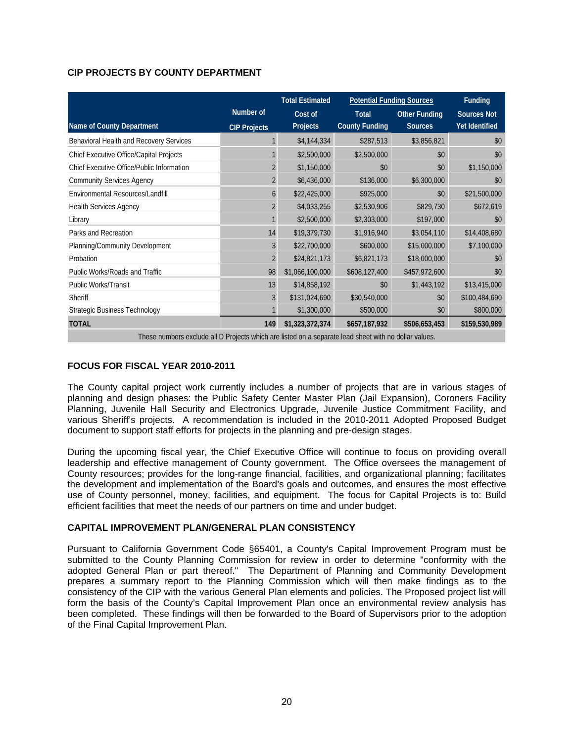### CIP PROJECTS BY COUNTY DEPARTMENT

| Name of County Department | Number of CIP Projects | Total Estimated Cost of Projects | Potential Funding Sources: Total County Funding | Potential Funding Sources: Other Funding Sources | Funding Sources Not Yet Identified |
|---|---|---|---|---|---|
| Behavioral Health and Recovery Services | 1 | $4,144,334 | $287,513 | $3,856,821 | $0 |
| Chief Executive Office/Capital Projects | 1 | $2,500,000 | $2,500,000 | $0 | $0 |
| Chief Executive Office/Public Information | 2 | $1,150,000 | $0 | $0 | $1,150,000 |
| Community Services Agency | 2 | $6,436,000 | $136,000 | $6,300,000 | $0 |
| Environmental Resources/Landfill | 6 | $22,425,000 | $925,000 | $0 | $21,500,000 |
| Health Services Agency | 2 | $4,033,255 | $2,530,906 | $829,730 | $672,619 |
| Library | 1 | $2,500,000 | $2,303,000 | $197,000 | $0 |
| Parks and Recreation | 14 | $19,379,730 | $1,916,940 | $3,054,110 | $14,408,680 |
| Planning/Community Development | 3 | $22,700,000 | $600,000 | $15,000,000 | $7,100,000 |
| Probation | 2 | $24,821,173 | $6,821,173 | $18,000,000 | $0 |
| Public Works/Roads and Traffic | 98 | $1,066,100,000 | $608,127,400 | $457,972,600 | $0 |
| Public Works/Transit | 13 | $14,858,192 | $0 | $1,443,192 | $13,415,000 |
| Sheriff | 3 | $131,024,690 | $30,540,000 | $0 | $100,484,690 |
| Strategic Business Technology | 1 | $1,300,000 | $500,000 | $0 | $800,000 |
| **TOTAL** | **149** | **$1,323,372,374** | **$657,187,932** | **$506,653,453** | **$159,530,989** |

These numbers exclude all D Projects which are listed on a separate lead sheet with no dollar values.

### FOCUS FOR FISCAL YEAR 2010-2011

The County capital project work currently includes a number of projects that are in various stages of planning and design phases: the Public Safety Center Master Plan (Jail Expansion), Coroners Facility Planning, Juvenile Hall Security and Electronics Upgrade, Juvenile Justice Commitment Facility, and various Sheriff's projects. A recommendation is included in the 2010-2011 Adopted Proposed Budget document to support staff efforts for projects in the planning and pre-design stages.

During the upcoming fiscal year, the Chief Executive Office will continue to focus on providing overall leadership and effective management of County government. The Office oversees the management of County resources; provides for the long-range financial, facilities, and organizational planning; facilitates the development and implementation of the Board's goals and outcomes, and ensures the most effective use of County personnel, money, facilities, and equipment. The focus for Capital Projects is to: Build efficient facilities that meet the needs of our partners on time and under budget.

### CAPITAL IMPROVEMENT PLAN/GENERAL PLAN CONSISTENCY

Pursuant to California Government Code §65401, a County's Capital Improvement Program must be submitted to the County Planning Commission for review in order to determine "conformity with the adopted General Plan or part thereof." The Department of Planning and Community Development prepares a summary report to the Planning Commission which will then make findings as to the consistency of the CIP with the various General Plan elements and policies. The Proposed project list will form the basis of the County's Capital Improvement Plan once an environmental review analysis has been completed. These findings will then be forwarded to the Board of Supervisors prior to the adoption of the Final Capital Improvement Plan.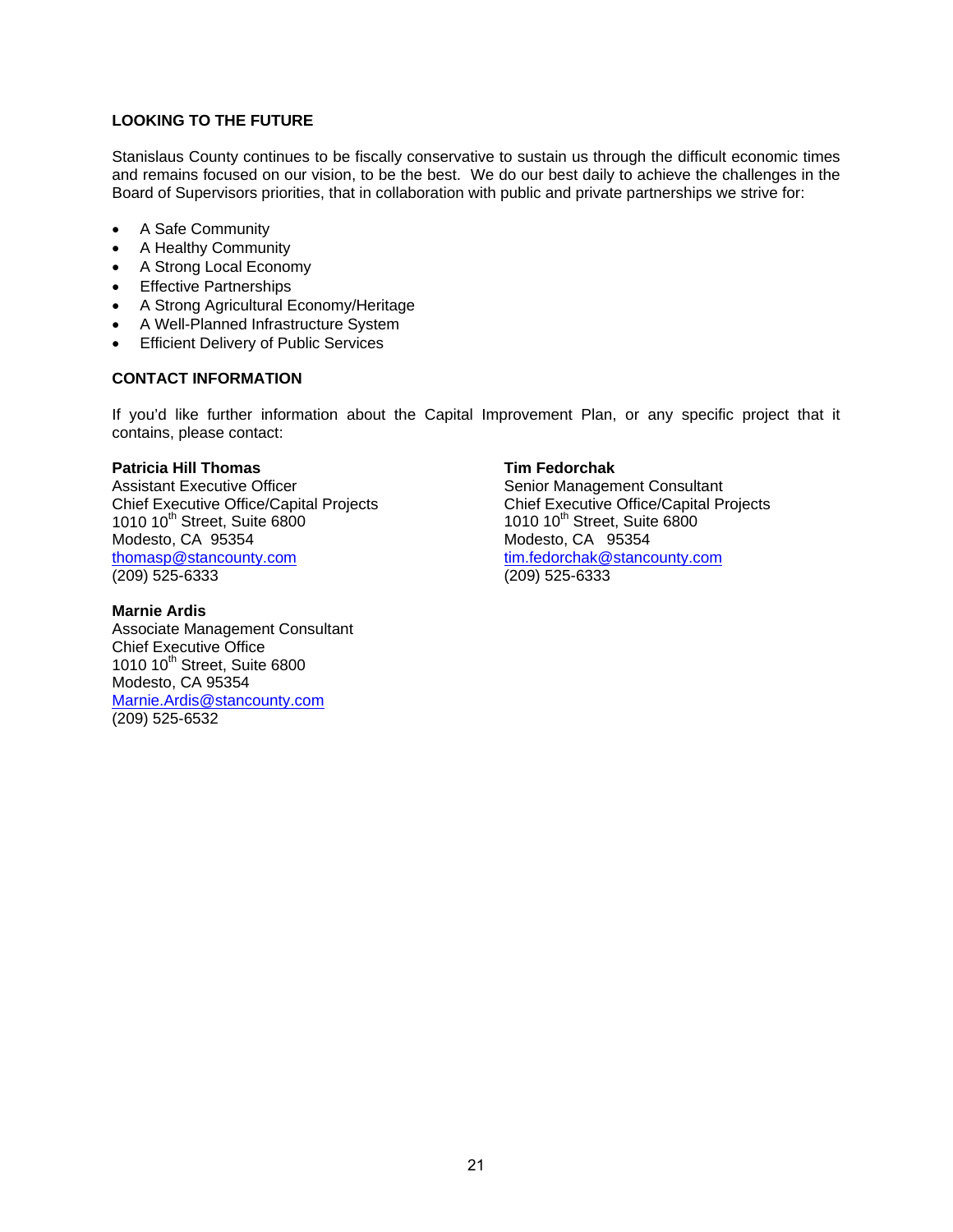## LOOKING TO THE FUTURE

Stanislaus County continues to be fiscally conservative to sustain us through the difficult economic times and remains focused on our vision, to be the best. We do our best daily to achieve the challenges in the Board of Supervisors priorities, that in collaboration with public and private partnerships we strive for:

- A Safe Community
- A Healthy Community
- A Strong Local Economy
- Effective Partnerships
- A Strong Agricultural Economy/Heritage
- A Well-Planned Infrastructure System
- Efficient Delivery of Public Services

## CONTACT INFORMATION

If you'd like further information about the Capital Improvement Plan, or any specific project that it contains, please contact:

**Patricia Hill Thomas**
Assistant Executive Officer
Chief Executive Office/Capital Projects
1010 10th Street, Suite 6800
Modesto, CA 95354
thomasp@stancounty.com
(209) 525-6333

**Tim Fedorchak**
Senior Management Consultant
Chief Executive Office/Capital Projects
1010 10th Street, Suite 6800
Modesto, CA 95354
tim.fedorchak@stancounty.com
(209) 525-6333

**Marnie Ardis**
Associate Management Consultant
Chief Executive Office
1010 10th Street, Suite 6800
Modesto, CA 95354
Marnie.Ardis@stancounty.com
(209) 525-6532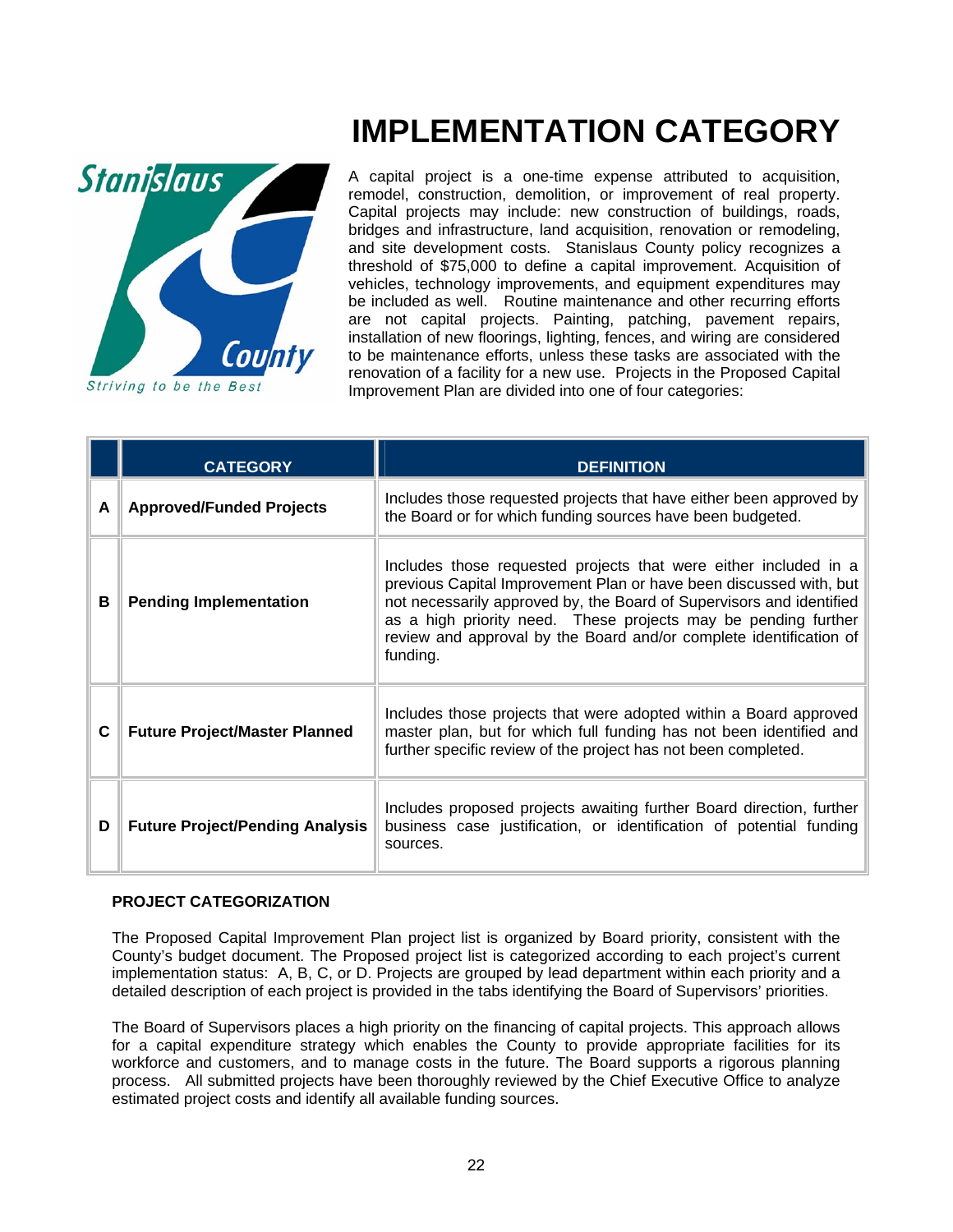# IMPLEMENTATION CATEGORY

A capital project is a one-time expense attributed to acquisition, remodel, construction, demolition, or improvement of real property. Capital projects may include: new construction of buildings, roads, bridges and infrastructure, land acquisition, renovation or remodeling, and site development costs. Stanislaus County policy recognizes a threshold of $75,000 to define a capital improvement. Acquisition of vehicles, technology improvements, and equipment expenditures may be included as well. Routine maintenance and other recurring efforts are not capital projects. Painting, patching, pavement repairs, installation of new floorings, lighting, fences, and wiring are considered to be maintenance efforts, unless these tasks are associated with the renovation of a facility for a new use. Projects in the Proposed Capital Improvement Plan are divided into one of four categories:

| | CATEGORY | DEFINITION |
|---|---|---|
| **A** | **Approved/Funded Projects** | Includes those requested projects that have either been approved by the Board or for which funding sources have been budgeted. |
| **B** | **Pending Implementation** | Includes those requested projects that were either included in a previous Capital Improvement Plan or have been discussed with, but not necessarily approved by, the Board of Supervisors and identified as a high priority need. These projects may be pending further review and approval by the Board and/or complete identification of funding. |
| **C** | **Future Project/Master Planned** | Includes those projects that were adopted within a Board approved master plan, but for which full funding has not been identified and further specific review of the project has not been completed. |
| **D** | **Future Project/Pending Analysis** | Includes proposed projects awaiting further Board direction, further business case justification, or identification of potential funding sources. |

**PROJECT CATEGORIZATION**

The Proposed Capital Improvement Plan project list is organized by Board priority, consistent with the County's budget document. The Proposed project list is categorized according to each project's current implementation status: A, B, C, or D. Projects are grouped by lead department within each priority and a detailed description of each project is provided in the tabs identifying the Board of Supervisors' priorities.

The Board of Supervisors places a high priority on the financing of capital projects. This approach allows for a capital expenditure strategy which enables the County to provide appropriate facilities for its workforce and customers, and to manage costs in the future. The Board supports a rigorous planning process. All submitted projects have been thoroughly reviewed by the Chief Executive Office to analyze estimated project costs and identify all available funding sources.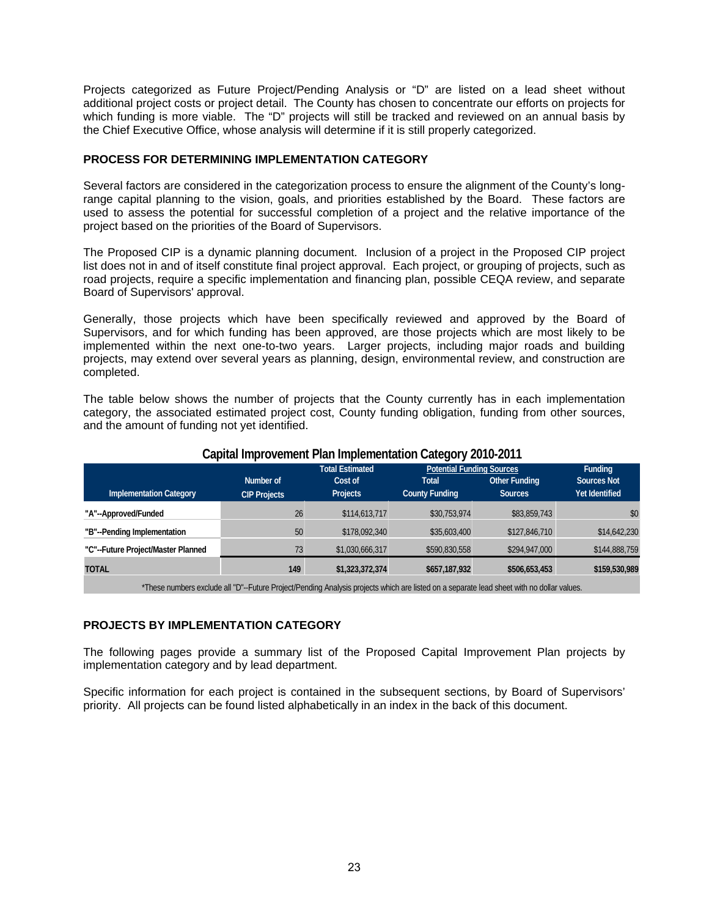Projects categorized as Future Project/Pending Analysis or "D" are listed on a lead sheet without additional project costs or project detail. The County has chosen to concentrate our efforts on projects for which funding is more viable. The "D" projects will still be tracked and reviewed on an annual basis by the Chief Executive Office, whose analysis will determine if it is still properly categorized.

## PROCESS FOR DETERMINING IMPLEMENTATION CATEGORY

Several factors are considered in the categorization process to ensure the alignment of the County's long-range capital planning to the vision, goals, and priorities established by the Board. These factors are used to assess the potential for successful completion of a project and the relative importance of the project based on the priorities of the Board of Supervisors.

The Proposed CIP is a dynamic planning document. Inclusion of a project in the Proposed CIP project list does not in and of itself constitute final project approval. Each project, or grouping of projects, such as road projects, require a specific implementation and financing plan, possible CEQA review, and separate Board of Supervisors' approval.

Generally, those projects which have been specifically reviewed and approved by the Board of Supervisors, and for which funding has been approved, are those projects which are most likely to be implemented within the next one-to-two years. Larger projects, including major roads and building projects, may extend over several years as planning, design, environmental review, and construction are completed.

The table below shows the number of projects that the County currently has in each implementation category, the associated estimated project cost, County funding obligation, funding from other sources, and the amount of funding not yet identified.

**Capital Improvement Plan Implementation Category 2010-2011**

| Implementation Category | Number of CIP Projects | Total Estimated Cost of Projects | Potential Funding Sources: Total County Funding | Potential Funding Sources: Other Funding Sources | Funding Sources Not Yet Identified |
|---|---|---|---|---|---|
| "A"--Approved/Funded | 26 | $114,613,717 | $30,753,974 | $83,859,743 | $0 |
| "B"--Pending Implementation | 50 | $178,092,340 | $35,603,400 | $127,846,710 | $14,642,230 |
| "C"--Future Project/Master Planned | 73 | $1,030,666,317 | $590,830,558 | $294,947,000 | $144,888,759 |
| **TOTAL** | **149** | **$1,323,372,374** | **$657,187,932** | **$506,653,453** | **$159,530,989** |

*These numbers exclude all "D"--Future Project/Pending Analysis projects which are listed on a separate lead sheet with no dollar values.

## PROJECTS BY IMPLEMENTATION CATEGORY

The following pages provide a summary list of the Proposed Capital Improvement Plan projects by implementation category and by lead department.

Specific information for each project is contained in the subsequent sections, by Board of Supervisors' priority. All projects can be found listed alphabetically in an index in the back of this document.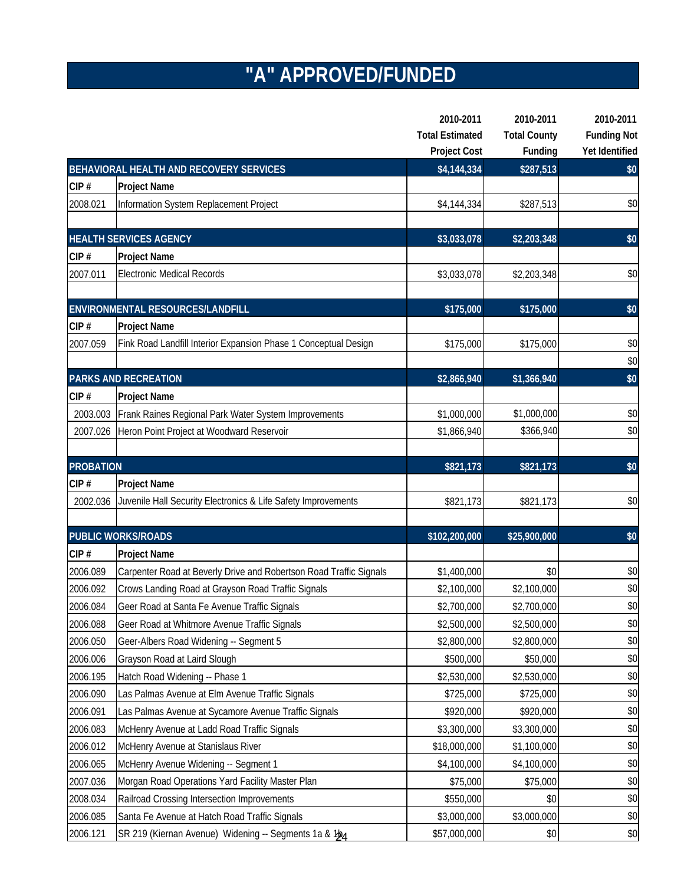# "A" APPROVED/FUNDED

| | | 2010-2011 Total Estimated Project Cost | 2010-2011 Total County Funding | 2010-2011 Funding Not Yet Identified |
|---|---|---|---|---|
| **BEHAVIORAL HEALTH AND RECOVERY SERVICES** | | **$4,144,334** | **$287,513** | **$0** |
| **CIP #** | **Project Name** | | | |
| 2008.021 | Information System Replacement Project | $4,144,334 | $287,513 | $0 |
| | | | | |
| **HEALTH SERVICES AGENCY** | | **$3,033,078** | **$2,203,348** | **$0** |
| **CIP #** | **Project Name** | | | |
| 2007.011 | Electronic Medical Records | $3,033,078 | $2,203,348 | $0 |
| | | | | |
| **ENVIRONMENTAL RESOURCES/LANDFILL** | | **$175,000** | **$175,000** | **$0** |
| **CIP #** | **Project Name** | | | |
| 2007.059 | Fink Road Landfill Interior Expansion Phase 1 Conceptual Design | $175,000 | $175,000 | $0 |
| | | | | $0 |
| **PARKS AND RECREATION** | | **$2,866,940** | **$1,366,940** | **$0** |
| **CIP #** | **Project Name** | | | |
| 2003.003 | Frank Raines Regional Park Water System Improvements | $1,000,000 | $1,000,000 | $0 |
| 2007.026 | Heron Point Project at Woodward Reservoir | $1,866,940 | $366,940 | $0 |
| | | | | |
| **PROBATION** | | **$821,173** | **$821,173** | **$0** |
| **CIP #** | **Project Name** | | | |
| 2002.036 | Juvenile Hall Security Electronics & Life Safety Improvements | $821,173 | $821,173 | $0 |
| | | | | |
| **PUBLIC WORKS/ROADS** | | **$102,200,000** | **$25,900,000** | **$0** |
| **CIP #** | **Project Name** | | | |
| 2006.089 | Carpenter Road at Beverly Drive and Robertson Road Traffic Signals | $1,400,000 | $0 | $0 |
| 2006.092 | Crows Landing Road at Grayson Road Traffic Signals | $2,100,000 | $2,100,000 | $0 |
| 2006.084 | Geer Road at Santa Fe Avenue Traffic Signals | $2,700,000 | $2,700,000 | $0 |
| 2006.088 | Geer Road at Whitmore Avenue Traffic Signals | $2,500,000 | $2,500,000 | $0 |
| 2006.050 | Geer-Albers Road Widening -- Segment 5 | $2,800,000 | $2,800,000 | $0 |
| 2006.006 | Grayson Road at Laird Slough | $500,000 | $50,000 | $0 |
| 2006.195 | Hatch Road Widening -- Phase 1 | $2,530,000 | $2,530,000 | $0 |
| 2006.090 | Las Palmas Avenue at Elm Avenue Traffic Signals | $725,000 | $725,000 | $0 |
| 2006.091 | Las Palmas Avenue at Sycamore Avenue Traffic Signals | $920,000 | $920,000 | $0 |
| 2006.083 | McHenry Avenue at Ladd Road Traffic Signals | $3,300,000 | $3,300,000 | $0 |
| 2006.012 | McHenry Avenue at Stanislaus River | $18,000,000 | $1,100,000 | $0 |
| 2006.065 | McHenry Avenue Widening -- Segment 1 | $4,100,000 | $4,100,000 | $0 |
| 2007.036 | Morgan Road Operations Yard Facility Master Plan | $75,000 | $75,000 | $0 |
| 2008.034 | Railroad Crossing Intersection Improvements | $550,000 | $0 | $0 |
| 2006.085 | Santa Fe Avenue at Hatch Road Traffic Signals | $3,000,000 | $3,000,000 | $0 |
| 2006.121 | SR 219 (Kiernan Avenue) Widening -- Segments 1a & 1b | $57,000,000 | $0 | $0 |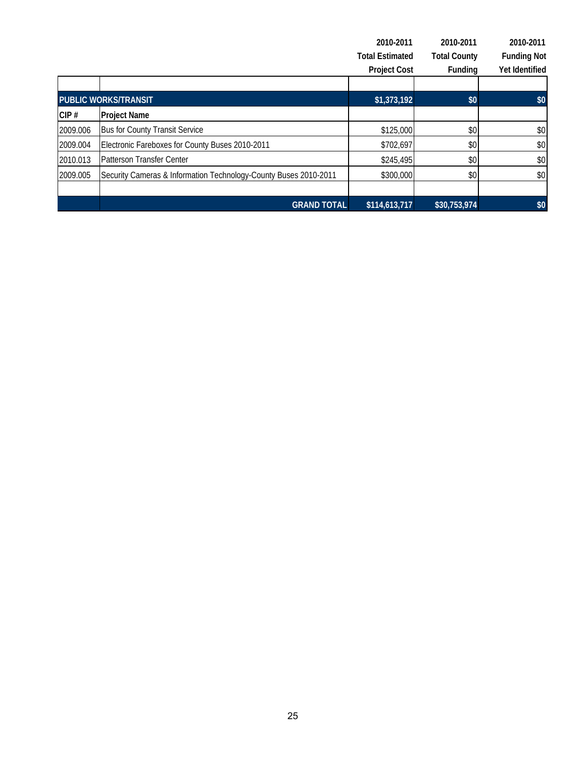| | | 2010-2011 Total Estimated Project Cost | 2010-2011 Total County Funding | 2010-2011 Funding Not Yet Identified |
|---|---|---|---|---|
| | | | | |
| **PUBLIC WORKS/TRANSIT** | | **$1,373,192** | **$0** | **$0** |
| **CIP #** | **Project Name** | | | |
| 2009.006 | Bus for County Transit Service | $125,000 | $0 | $0 |
| 2009.004 | Electronic Fareboxes for County Buses 2010-2011 | $702,697 | $0 | $0 |
| 2010.013 | Patterson Transfer Center | $245,495 | $0 | $0 |
| 2009.005 | Security Cameras & Information Technology-County Buses 2010-2011 | $300,000 | $0 | $0 |
| | | | | |
| | **GRAND TOTAL** | **$114,613,717** | **$30,753,974** | **$0** |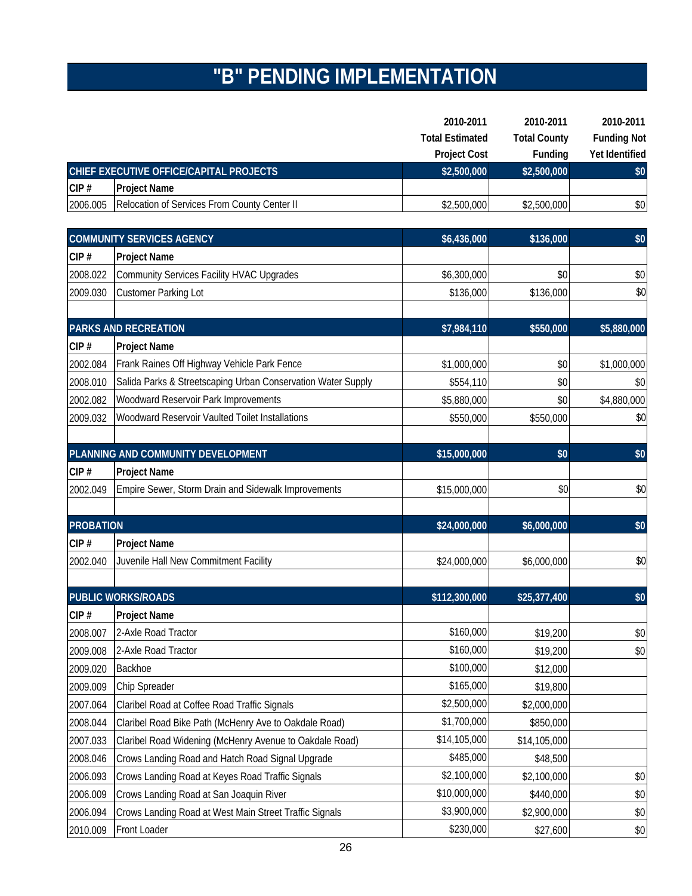# "B" PENDING IMPLEMENTATION

| | | 2010-2011 Total Estimated Project Cost | 2010-2011 Total County Funding | 2010-2011 Funding Not Yet Identified |
|---|---|---|---|---|
| **CHIEF EXECUTIVE OFFICE/CAPITAL PROJECTS** | | **$2,500,000** | **$2,500,000** | **$0** |
| **CIP #** | **Project Name** | | | |
| 2006.005 | Relocation of Services From County Center II | $2,500,000 | $2,500,000 | $0 |
| | | | | |
| **COMMUNITY SERVICES AGENCY** | | **$6,436,000** | **$136,000** | **$0** |
| **CIP #** | **Project Name** | | | |
| 2008.022 | Community Services Facility HVAC Upgrades | $6,300,000 | $0 | $0 |
| 2009.030 | Customer Parking Lot | $136,000 | $136,000 | $0 |
| | | | | |
| **PARKS AND RECREATION** | | **$7,984,110** | **$550,000** | **$5,880,000** |
| **CIP #** | **Project Name** | | | |
| 2002.084 | Frank Raines Off Highway Vehicle Park Fence | $1,000,000 | $0 | $1,000,000 |
| 2008.010 | Salida Parks & Streetscaping Urban Conservation Water Supply | $554,110 | $0 | $0 |
| 2002.082 | Woodward Reservoir Park Improvements | $5,880,000 | $0 | $4,880,000 |
| 2009.032 | Woodward Reservoir Vaulted Toilet Installations | $550,000 | $550,000 | $0 |
| | | | | |
| **PLANNING AND COMMUNITY DEVELOPMENT** | | **$15,000,000** | **$0** | **$0** |
| **CIP #** | **Project Name** | | | |
| 2002.049 | Empire Sewer, Storm Drain and Sidewalk Improvements | $15,000,000 | $0 | $0 |
| | | | | |
| **PROBATION** | | **$24,000,000** | **$6,000,000** | **$0** |
| **CIP #** | **Project Name** | | | |
| 2002.040 | Juvenile Hall New Commitment Facility | $24,000,000 | $6,000,000 | $0 |
| | | | | |
| **PUBLIC WORKS/ROADS** | | **$112,300,000** | **$25,377,400** | **$0** |
| **CIP #** | **Project Name** | | | |
| 2008.007 | 2-Axle Road Tractor | $160,000 | $19,200 | $0 |
| 2009.008 | 2-Axle Road Tractor | $160,000 | $19,200 | $0 |
| 2009.020 | Backhoe | $100,000 | $12,000 | |
| 2009.009 | Chip Spreader | $165,000 | $19,800 | |
| 2007.064 | Claribel Road at Coffee Road Traffic Signals | $2,500,000 | $2,000,000 | |
| 2008.044 | Claribel Road Bike Path (McHenry Ave to Oakdale Road) | $1,700,000 | $850,000 | |
| 2007.033 | Claribel Road Widening (McHenry Avenue to Oakdale Road) | $14,105,000 | $14,105,000 | |
| 2008.046 | Crows Landing Road and Hatch Road Signal Upgrade | $485,000 | $48,500 | |
| 2006.093 | Crows Landing Road at Keyes Road Traffic Signals | $2,100,000 | $2,100,000 | $0 |
| 2006.009 | Crows Landing Road at San Joaquin River | $10,000,000 | $440,000 | $0 |
| 2006.094 | Crows Landing Road at West Main Street Traffic Signals | $3,900,000 | $2,900,000 | $0 |
| 2010.009 | Front Loader | $230,000 | $27,600 | $0 |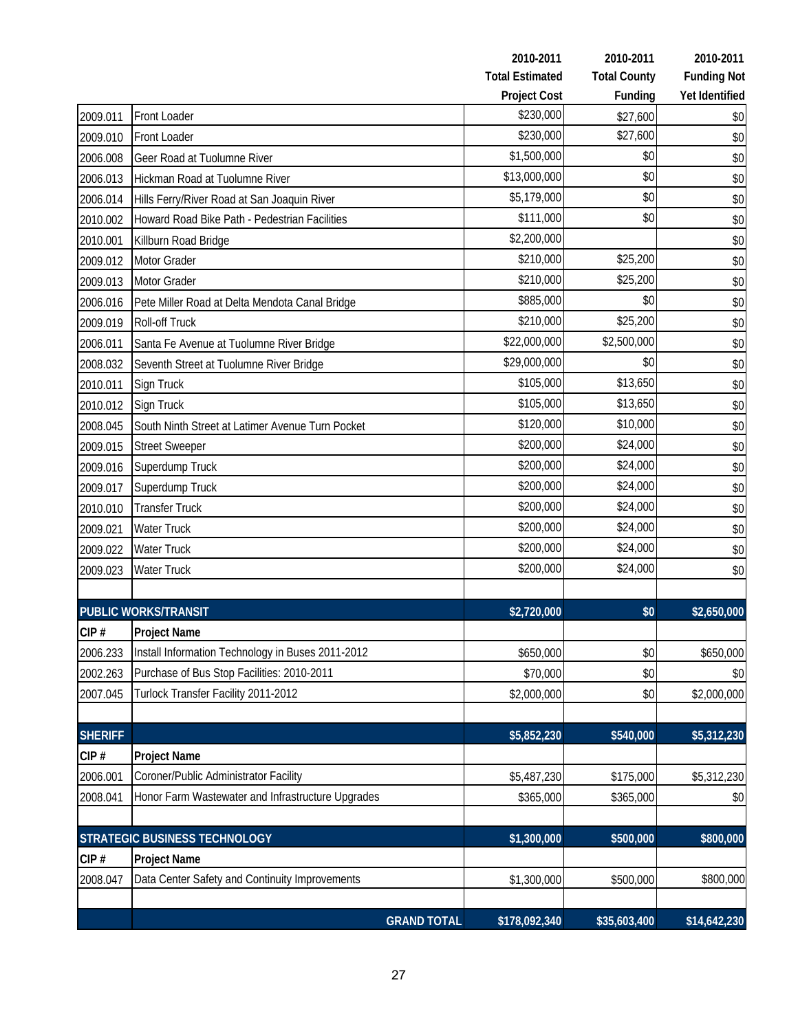| | | 2010-2011 Total Estimated Project Cost | 2010-2011 Total County Funding | 2010-2011 Funding Not Yet Identified |
|---|---|---|---|---|
| 2009.011 | Front Loader | $230,000 | $27,600 | $0 |
| 2009.010 | Front Loader | $230,000 | $27,600 | $0 |
| 2006.008 | Geer Road at Tuolumne River | $1,500,000 | $0 | $0 |
| 2006.013 | Hickman Road at Tuolumne River | $13,000,000 | $0 | $0 |
| 2006.014 | Hills Ferry/River Road at San Joaquin River | $5,179,000 | $0 | $0 |
| 2010.002 | Howard Road Bike Path - Pedestrian Facilities | $111,000 | $0 | $0 |
| 2010.001 | Killburn Road Bridge | $2,200,000 | | $0 |
| 2009.012 | Motor Grader | $210,000 | $25,200 | $0 |
| 2009.013 | Motor Grader | $210,000 | $25,200 | $0 |
| 2006.016 | Pete Miller Road at Delta Mendota Canal Bridge | $885,000 | $0 | $0 |
| 2009.019 | Roll-off Truck | $210,000 | $25,200 | $0 |
| 2006.011 | Santa Fe Avenue at Tuolumne River Bridge | $22,000,000 | $2,500,000 | $0 |
| 2008.032 | Seventh Street at Tuolumne River Bridge | $29,000,000 | $0 | $0 |
| 2010.011 | Sign Truck | $105,000 | $13,650 | $0 |
| 2010.012 | Sign Truck | $105,000 | $13,650 | $0 |
| 2008.045 | South Ninth Street at Latimer Avenue Turn Pocket | $120,000 | $10,000 | $0 |
| 2009.015 | Street Sweeper | $200,000 | $24,000 | $0 |
| 2009.016 | Superdump Truck | $200,000 | $24,000 | $0 |
| 2009.017 | Superdump Truck | $200,000 | $24,000 | $0 |
| 2010.010 | Transfer Truck | $200,000 | $24,000 | $0 |
| 2009.021 | Water Truck | $200,000 | $24,000 | $0 |
| 2009.022 | Water Truck | $200,000 | $24,000 | $0 |
| 2009.023 | Water Truck | $200,000 | $24,000 | $0 |
| | | | | |
| **PUBLIC WORKS/TRANSIT** | | **$2,720,000** | **$0** | **$2,650,000** |
| **CIP #** | **Project Name** | | | |
| 2006.233 | Install Information Technology in Buses 2011-2012 | $650,000 | $0 | $650,000 |
| 2002.263 | Purchase of Bus Stop Facilities: 2010-2011 | $70,000 | $0 | $0 |
| 2007.045 | Turlock Transfer Facility 2011-2012 | $2,000,000 | $0 | $2,000,000 |
| | | | | |
| **SHERIFF** | | **$5,852,230** | **$540,000** | **$5,312,230** |
| **CIP #** | **Project Name** | | | |
| 2006.001 | Coroner/Public Administrator Facility | $5,487,230 | $175,000 | $5,312,230 |
| 2008.041 | Honor Farm Wastewater and Infrastructure Upgrades | $365,000 | $365,000 | $0 |
| | | | | |
| **STRATEGIC BUSINESS TECHNOLOGY** | | **$1,300,000** | **$500,000** | **$800,000** |
| **CIP #** | **Project Name** | | | |
| 2008.047 | Data Center Safety and Continuity Improvements | $1,300,000 | $500,000 | $800,000 |
| | | | | |
| | **GRAND TOTAL** | **$178,092,340** | **$35,603,400** | **$14,642,230** |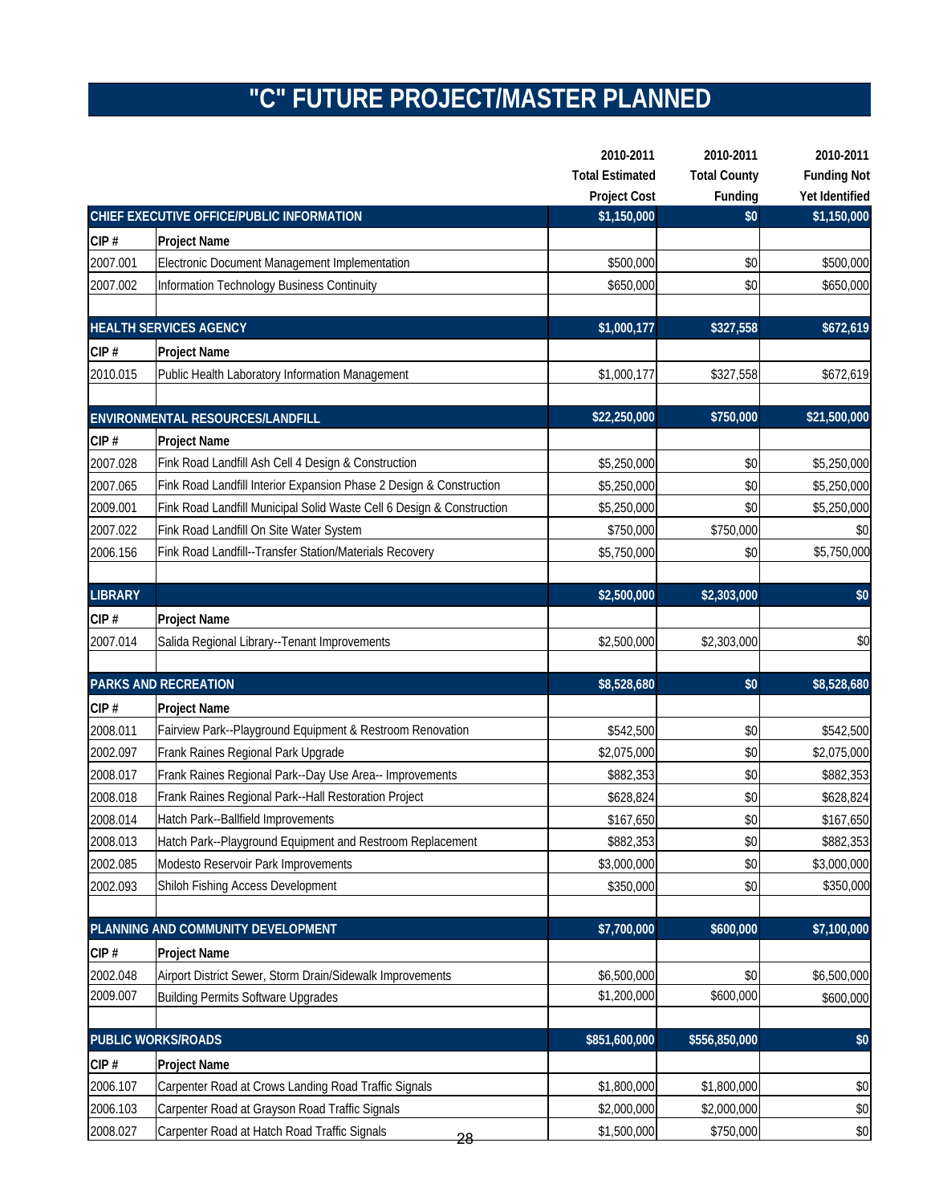# "C" FUTURE PROJECT/MASTER PLANNED

| CIP # | Project Name | 2010-2011 Total Estimated Project Cost | 2010-2011 Total County Funding | 2010-2011 Funding Not Yet Identified |
|---|---|---|---|---|
| **CHIEF EXECUTIVE OFFICE/PUBLIC INFORMATION** | | **$1,150,000** | **$0** | **$1,150,000** |
| 2007.001 | Electronic Document Management Implementation | $500,000 | $0 | $500,000 |
| 2007.002 | Information Technology Business Continuity | $650,000 | $0 | $650,000 |
| **HEALTH SERVICES AGENCY** | | **$1,000,177** | **$327,558** | **$672,619** |
| 2010.015 | Public Health Laboratory Information Management | $1,000,177 | $327,558 | $672,619 |
| **ENVIRONMENTAL RESOURCES/LANDFILL** | | **$22,250,000** | **$750,000** | **$21,500,000** |
| 2007.028 | Fink Road Landfill Ash Cell 4 Design & Construction | $5,250,000 | $0 | $5,250,000 |
| 2007.065 | Fink Road Landfill Interior Expansion Phase 2 Design & Construction | $5,250,000 | $0 | $5,250,000 |
| 2009.001 | Fink Road Landfill Municipal Solid Waste Cell 6 Design & Construction | $5,250,000 | $0 | $5,250,000 |
| 2007.022 | Fink Road Landfill On Site Water System | $750,000 | $750,000 | $0 |
| 2006.156 | Fink Road Landfill--Transfer Station/Materials Recovery | $5,750,000 | $0 | $5,750,000 |
| **LIBRARY** | | **$2,500,000** | **$2,303,000** | **$0** |
| 2007.014 | Salida Regional Library--Tenant Improvements | $2,500,000 | $2,303,000 | $0 |
| **PARKS AND RECREATION** | | **$8,528,680** | **$0** | **$8,528,680** |
| 2008.011 | Fairview Park--Playground Equipment & Restroom Renovation | $542,500 | $0 | $542,500 |
| 2002.097 | Frank Raines Regional Park Upgrade | $2,075,000 | $0 | $2,075,000 |
| 2008.017 | Frank Raines Regional Park--Day Use Area-- Improvements | $882,353 | $0 | $882,353 |
| 2008.018 | Frank Raines Regional Park--Hall Restoration Project | $628,824 | $0 | $628,824 |
| 2008.014 | Hatch Park--Ballfield Improvements | $167,650 | $0 | $167,650 |
| 2008.013 | Hatch Park--Playground Equipment and Restroom Replacement | $882,353 | $0 | $882,353 |
| 2002.085 | Modesto Reservoir Park Improvements | $3,000,000 | $0 | $3,000,000 |
| 2002.093 | Shiloh Fishing Access Development | $350,000 | $0 | $350,000 |
| **PLANNING AND COMMUNITY DEVELOPMENT** | | **$7,700,000** | **$600,000** | **$7,100,000** |
| 2002.048 | Airport District Sewer, Storm Drain/Sidewalk Improvements | $6,500,000 | $0 | $6,500,000 |
| 2009.007 | Building Permits Software Upgrades | $1,200,000 | $600,000 | $600,000 |
| **PUBLIC WORKS/ROADS** | | **$851,600,000** | **$556,850,000** | **$0** |
| 2006.107 | Carpenter Road at Crows Landing Road Traffic Signals | $1,800,000 | $1,800,000 | $0 |
| 2006.103 | Carpenter Road at Grayson Road Traffic Signals | $2,000,000 | $2,000,000 | $0 |
| 2008.027 | Carpenter Road at Hatch Road Traffic Signals | $1,500,000 | $750,000 | $0 |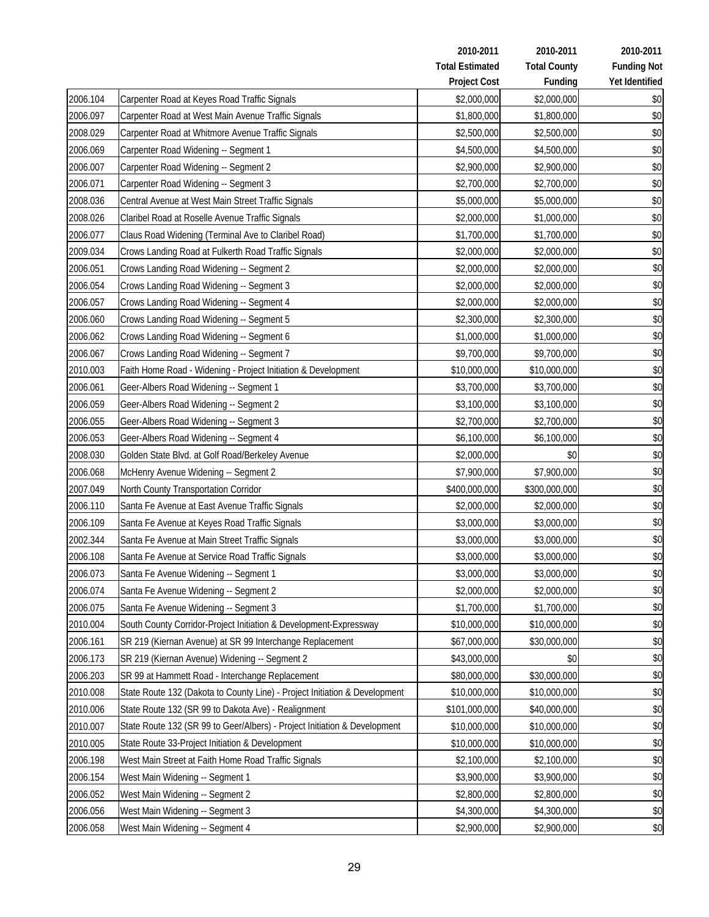| | | 2010-2011 Total Estimated Project Cost | 2010-2011 Total County Funding | 2010-2011 Funding Not Yet Identified |
|---|---|---|---|---|
| 2006.104 | Carpenter Road at Keyes Road Traffic Signals | $2,000,000 | $2,000,000 | $0 |
| 2006.097 | Carpenter Road at West Main Avenue Traffic Signals | $1,800,000 | $1,800,000 | $0 |
| 2008.029 | Carpenter Road at Whitmore Avenue Traffic Signals | $2,500,000 | $2,500,000 | $0 |
| 2006.069 | Carpenter Road Widening -- Segment 1 | $4,500,000 | $4,500,000 | $0 |
| 2006.007 | Carpenter Road Widening -- Segment 2 | $2,900,000 | $2,900,000 | $0 |
| 2006.071 | Carpenter Road Widening -- Segment 3 | $2,700,000 | $2,700,000 | $0 |
| 2008.036 | Central Avenue at West Main Street Traffic Signals | $5,000,000 | $5,000,000 | $0 |
| 2008.026 | Claribel Road at Roselle Avenue Traffic Signals | $2,000,000 | $1,000,000 | $0 |
| 2006.077 | Claus Road Widening (Terminal Ave to Claribel Road) | $1,700,000 | $1,700,000 | $0 |
| 2009.034 | Crows Landing Road at Fulkerth Road Traffic Signals | $2,000,000 | $2,000,000 | $0 |
| 2006.051 | Crows Landing Road Widening -- Segment 2 | $2,000,000 | $2,000,000 | $0 |
| 2006.054 | Crows Landing Road Widening -- Segment 3 | $2,000,000 | $2,000,000 | $0 |
| 2006.057 | Crows Landing Road Widening -- Segment 4 | $2,000,000 | $2,000,000 | $0 |
| 2006.060 | Crows Landing Road Widening -- Segment 5 | $2,300,000 | $2,300,000 | $0 |
| 2006.062 | Crows Landing Road Widening -- Segment 6 | $1,000,000 | $1,000,000 | $0 |
| 2006.067 | Crows Landing Road Widening -- Segment 7 | $9,700,000 | $9,700,000 | $0 |
| 2010.003 | Faith Home Road - Widening - Project Initiation & Development | $10,000,000 | $10,000,000 | $0 |
| 2006.061 | Geer-Albers Road Widening -- Segment 1 | $3,700,000 | $3,700,000 | $0 |
| 2006.059 | Geer-Albers Road Widening -- Segment 2 | $3,100,000 | $3,100,000 | $0 |
| 2006.055 | Geer-Albers Road Widening -- Segment 3 | $2,700,000 | $2,700,000 | $0 |
| 2006.053 | Geer-Albers Road Widening -- Segment 4 | $6,100,000 | $6,100,000 | $0 |
| 2008.030 | Golden State Blvd. at Golf Road/Berkeley Avenue | $2,000,000 | $0 | $0 |
| 2006.068 | McHenry Avenue Widening -- Segment 2 | $7,900,000 | $7,900,000 | $0 |
| 2007.049 | North County Transportation Corridor | $400,000,000 | $300,000,000 | $0 |
| 2006.110 | Santa Fe Avenue at East Avenue Traffic Signals | $2,000,000 | $2,000,000 | $0 |
| 2006.109 | Santa Fe Avenue at Keyes Road Traffic Signals | $3,000,000 | $3,000,000 | $0 |
| 2002.344 | Santa Fe Avenue at Main Street Traffic Signals | $3,000,000 | $3,000,000 | $0 |
| 2006.108 | Santa Fe Avenue at Service Road Traffic Signals | $3,000,000 | $3,000,000 | $0 |
| 2006.073 | Santa Fe Avenue Widening -- Segment 1 | $3,000,000 | $3,000,000 | $0 |
| 2006.074 | Santa Fe Avenue Widening -- Segment 2 | $2,000,000 | $2,000,000 | $0 |
| 2006.075 | Santa Fe Avenue Widening -- Segment 3 | $1,700,000 | $1,700,000 | $0 |
| 2010.004 | South County Corridor-Project Initiation & Development-Expressway | $10,000,000 | $10,000,000 | $0 |
| 2006.161 | SR 219 (Kiernan Avenue) at SR 99 Interchange Replacement | $67,000,000 | $30,000,000 | $0 |
| 2006.173 | SR 219 (Kiernan Avenue) Widening -- Segment 2 | $43,000,000 | $0 | $0 |
| 2006.203 | SR 99 at Hammett Road - Interchange Replacement | $80,000,000 | $30,000,000 | $0 |
| 2010.008 | State Route 132 (Dakota to County Line) - Project Initiation & Development | $10,000,000 | $10,000,000 | $0 |
| 2010.006 | State Route 132 (SR 99 to Dakota Ave) - Realignment | $101,000,000 | $40,000,000 | $0 |
| 2010.007 | State Route 132 (SR 99 to Geer/Albers) - Project Initiation & Development | $10,000,000 | $10,000,000 | $0 |
| 2010.005 | State Route 33-Project Initiation & Development | $10,000,000 | $10,000,000 | $0 |
| 2006.198 | West Main Street at Faith Home Road Traffic Signals | $2,100,000 | $2,100,000 | $0 |
| 2006.154 | West Main Widening -- Segment 1 | $3,900,000 | $3,900,000 | $0 |
| 2006.052 | West Main Widening -- Segment 2 | $2,800,000 | $2,800,000 | $0 |
| 2006.056 | West Main Widening -- Segment 3 | $4,300,000 | $4,300,000 | $0 |
| 2006.058 | West Main Widening -- Segment 4 | $2,900,000 | $2,900,000 | $0 |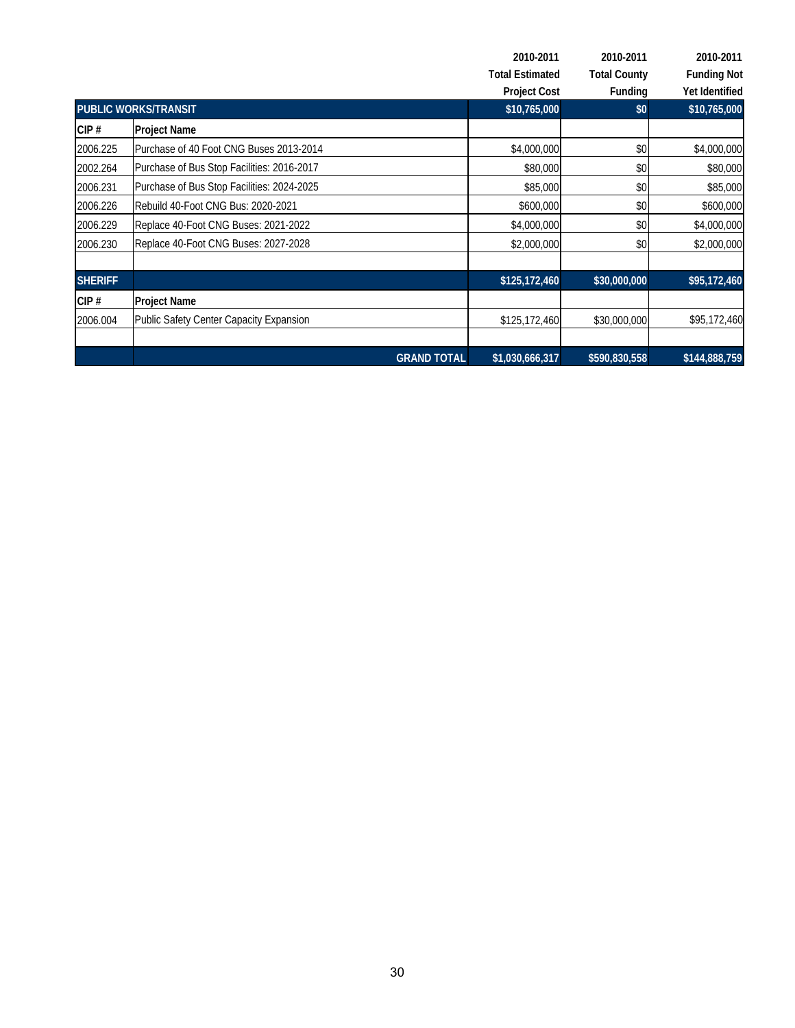| | | 2010-2011 Total Estimated Project Cost | 2010-2011 Total County Funding | 2010-2011 Funding Not Yet Identified |
|---|---|---|---|---|
| **PUBLIC WORKS/TRANSIT** | | **$10,765,000** | **$0** | **$10,765,000** |
| **CIP #** | **Project Name** | | | |
| 2006.225 | Purchase of 40 Foot CNG Buses 2013-2014 | $4,000,000 | $0 | $4,000,000 |
| 2002.264 | Purchase of Bus Stop Facilities: 2016-2017 | $80,000 | $0 | $80,000 |
| 2006.231 | Purchase of Bus Stop Facilities: 2024-2025 | $85,000 | $0 | $85,000 |
| 2006.226 | Rebuild 40-Foot CNG Bus: 2020-2021 | $600,000 | $0 | $600,000 |
| 2006.229 | Replace 40-Foot CNG Buses: 2021-2022 | $4,000,000 | $0 | $4,000,000 |
| 2006.230 | Replace 40-Foot CNG Buses: 2027-2028 | $2,000,000 | $0 | $2,000,000 |
| | | | | |
| **SHERIFF** | | **$125,172,460** | **$30,000,000** | **$95,172,460** |
| **CIP #** | **Project Name** | | | |
| 2006.004 | Public Safety Center Capacity Expansion | $125,172,460 | $30,000,000 | $95,172,460 |
| | | | | |
| | **GRAND TOTAL** | **$1,030,666,317** | **$590,830,558** | **$144,888,759** |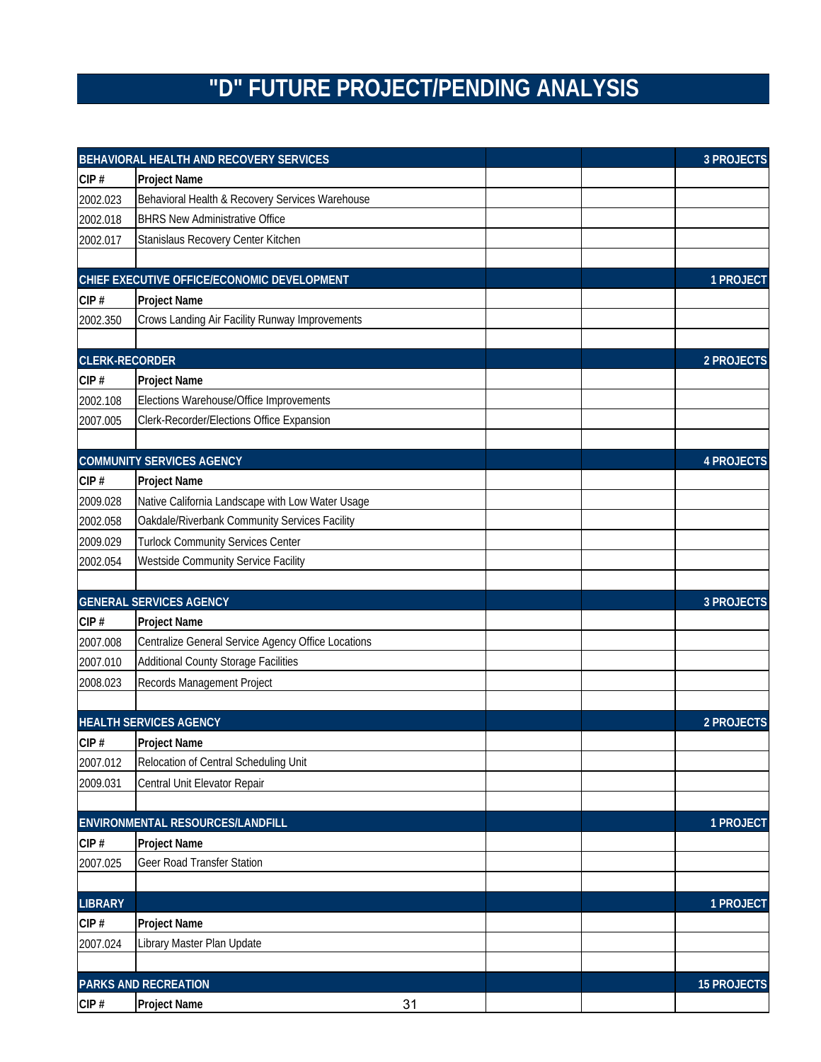# "D" FUTURE PROJECT/PENDING ANALYSIS

| BEHAVIORAL HEALTH AND RECOVERY SERVICES | | | | 3 PROJECTS |
|---|---|---|---|---|
| CIP # | Project Name | | | |
| 2002.023 | Behavioral Health & Recovery Services Warehouse | | | |
| 2002.018 | BHRS New Administrative Office | | | |
| 2002.017 | Stanislaus Recovery Center Kitchen | | | |
| | | | | |
| **CHIEF EXECUTIVE OFFICE/ECONOMIC DEVELOPMENT** | | | | **1 PROJECT** |
| CIP # | Project Name | | | |
| 2002.350 | Crows Landing Air Facility Runway Improvements | | | |
| | | | | |
| **CLERK-RECORDER** | | | | **2 PROJECTS** |
| CIP # | Project Name | | | |
| 2002.108 | Elections Warehouse/Office Improvements | | | |
| 2007.005 | Clerk-Recorder/Elections Office Expansion | | | |
| | | | | |
| **COMMUNITY SERVICES AGENCY** | | | | **4 PROJECTS** |
| CIP # | Project Name | | | |
| 2009.028 | Native California Landscape with Low Water Usage | | | |
| 2002.058 | Oakdale/Riverbank Community Services Facility | | | |
| 2009.029 | Turlock Community Services Center | | | |
| 2002.054 | Westside Community Service Facility | | | |
| | | | | |
| **GENERAL SERVICES AGENCY** | | | | **3 PROJECTS** |
| CIP # | Project Name | | | |
| 2007.008 | Centralize General Service Agency Office Locations | | | |
| 2007.010 | Additional County Storage Facilities | | | |
| 2008.023 | Records Management Project | | | |
| | | | | |
| **HEALTH SERVICES AGENCY** | | | | **2 PROJECTS** |
| CIP # | Project Name | | | |
| 2007.012 | Relocation of Central Scheduling Unit | | | |
| 2009.031 | Central Unit Elevator Repair | | | |
| | | | | |
| **ENVIRONMENTAL RESOURCES/LANDFILL** | | | | **1 PROJECT** |
| CIP # | Project Name | | | |
| 2007.025 | Geer Road Transfer Station | | | |
| | | | | |
| **LIBRARY** | | | | **1 PROJECT** |
| CIP # | Project Name | | | |
| 2007.024 | Library Master Plan Update | | | |
| | | | | |
| **PARKS AND RECREATION** | | | | **15 PROJECTS** |
| CIP # | Project Name | | | |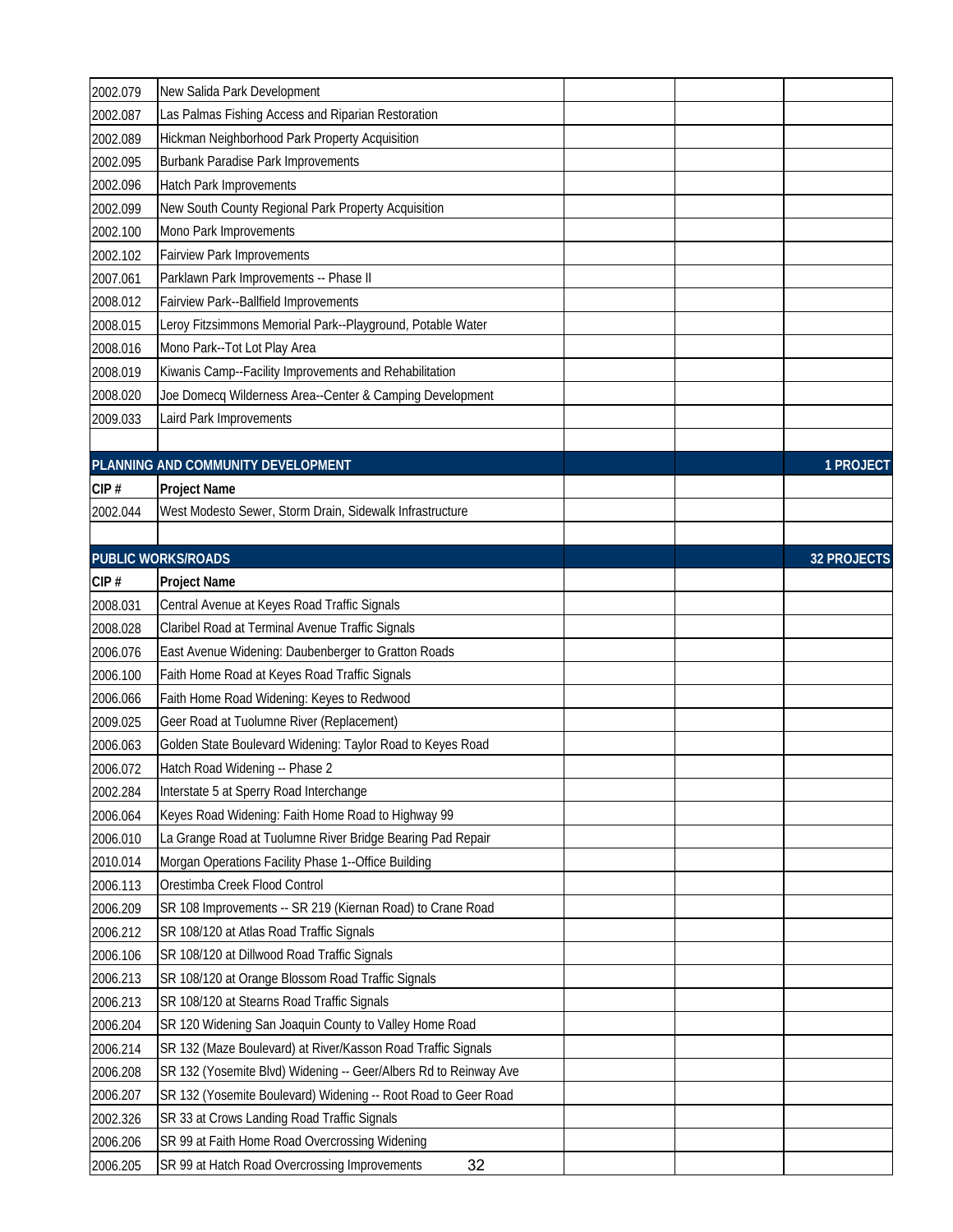| | | | | |
|---|---|---|---|---|
| 2002.079 | New Salida Park Development | | | |
| 2002.087 | Las Palmas Fishing Access and Riparian Restoration | | | |
| 2002.089 | Hickman Neighborhood Park Property Acquisition | | | |
| 2002.095 | Burbank Paradise Park Improvements | | | |
| 2002.096 | Hatch Park Improvements | | | |
| 2002.099 | New South County Regional Park Property Acquisition | | | |
| 2002.100 | Mono Park Improvements | | | |
| 2002.102 | Fairview Park Improvements | | | |
| 2007.061 | Parklawn Park Improvements -- Phase II | | | |
| 2008.012 | Fairview Park--Ballfield Improvements | | | |
| 2008.015 | Leroy Fitzsimmons Memorial Park--Playground, Potable Water | | | |
| 2008.016 | Mono Park--Tot Lot Play Area | | | |
| 2008.019 | Kiwanis Camp--Facility Improvements and Rehabilitation | | | |
| 2008.020 | Joe Domecq Wilderness Area--Center & Camping Development | | | |
| 2009.033 | Laird Park Improvements | | | |
| | | | | |
| **PLANNING AND COMMUNITY DEVELOPMENT** | | | | **1 PROJECT** |
| **CIP #** | **Project Name** | | | |
| 2002.044 | West Modesto Sewer, Storm Drain, Sidewalk Infrastructure | | | |
| | | | | |
| **PUBLIC WORKS/ROADS** | | | | **32 PROJECTS** |
| **CIP #** | **Project Name** | | | |
| 2008.031 | Central Avenue at Keyes Road Traffic Signals | | | |
| 2008.028 | Claribel Road at Terminal Avenue Traffic Signals | | | |
| 2006.076 | East Avenue Widening: Daubenberger to Gratton Roads | | | |
| 2006.100 | Faith Home Road at Keyes Road Traffic Signals | | | |
| 2006.066 | Faith Home Road Widening: Keyes to Redwood | | | |
| 2009.025 | Geer Road at Tuolumne River (Replacement) | | | |
| 2006.063 | Golden State Boulevard Widening: Taylor Road to Keyes Road | | | |
| 2006.072 | Hatch Road Widening -- Phase 2 | | | |
| 2002.284 | Interstate 5 at Sperry Road Interchange | | | |
| 2006.064 | Keyes Road Widening: Faith Home Road to Highway 99 | | | |
| 2006.010 | La Grange Road at Tuolumne River Bridge Bearing Pad Repair | | | |
| 2010.014 | Morgan Operations Facility Phase 1--Office Building | | | |
| 2006.113 | Orestimba Creek Flood Control | | | |
| 2006.209 | SR 108 Improvements -- SR 219 (Kiernan Road) to Crane Road | | | |
| 2006.212 | SR 108/120 at Atlas Road Traffic Signals | | | |
| 2006.106 | SR 108/120 at Dillwood Road Traffic Signals | | | |
| 2006.213 | SR 108/120 at Orange Blossom Road Traffic Signals | | | |
| 2006.213 | SR 108/120 at Stearns Road Traffic Signals | | | |
| 2006.204 | SR 120 Widening San Joaquin County to Valley Home Road | | | |
| 2006.214 | SR 132 (Maze Boulevard) at River/Kasson Road Traffic Signals | | | |
| 2006.208 | SR 132 (Yosemite Blvd) Widening -- Geer/Albers Rd to Reinway Ave | | | |
| 2006.207 | SR 132 (Yosemite Boulevard) Widening -- Root Road to Geer Road | | | |
| 2002.326 | SR 33 at Crows Landing Road Traffic Signals | | | |
| 2006.206 | SR 99 at Faith Home Road Overcrossing Widening | | | |
| 2006.205 | SR 99 at Hatch Road Overcrossing Improvements | | | |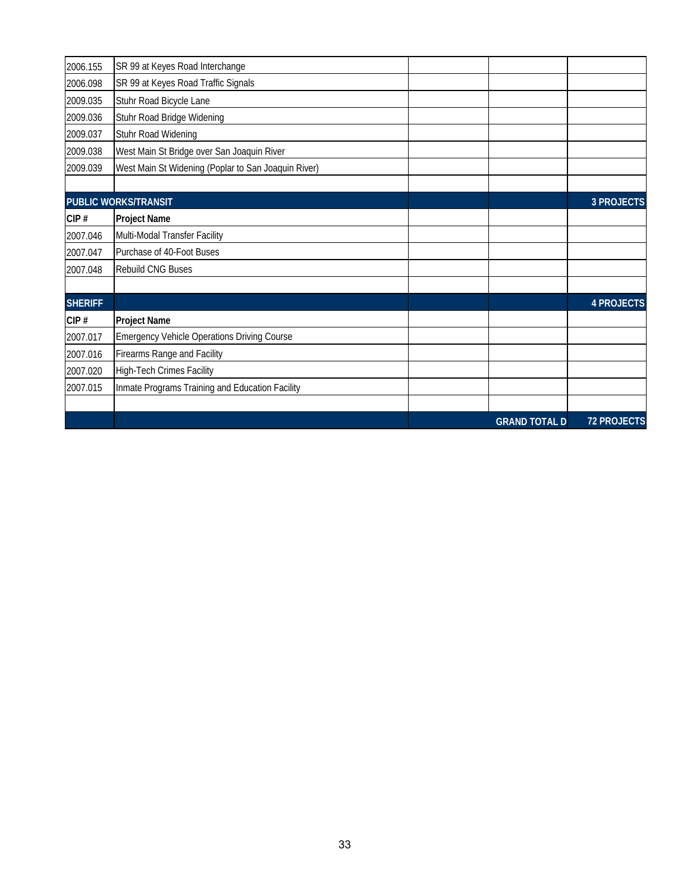| | | | | |
|---|---|---|---|---|
| 2006.155 | SR 99 at Keyes Road Interchange | | | |
| 2006.098 | SR 99 at Keyes Road Traffic Signals | | | |
| 2009.035 | Stuhr Road Bicycle Lane | | | |
| 2009.036 | Stuhr Road Bridge Widening | | | |
| 2009.037 | Stuhr Road Widening | | | |
| 2009.038 | West Main St Bridge over San Joaquin River | | | |
| 2009.039 | West Main St Widening (Poplar to San Joaquin River) | | | |
| | | | | |
| **PUBLIC WORKS/TRANSIT** | | | | **3 PROJECTS** |
| **CIP #** | **Project Name** | | | |
| 2007.046 | Multi-Modal Transfer Facility | | | |
| 2007.047 | Purchase of 40-Foot Buses | | | |
| 2007.048 | Rebuild CNG Buses | | | |
| | | | | |
| **SHERIFF** | | | | **4 PROJECTS** |
| **CIP #** | **Project Name** | | | |
| 2007.017 | Emergency Vehicle Operations Driving Course | | | |
| 2007.016 | Firearms Range and Facility | | | |
| 2007.020 | High-Tech Crimes Facility | | | |
| 2007.015 | Inmate Programs Training and Education Facility | | | |
| | | | | |
| | | | **GRAND TOTAL D** | **72 PROJECTS** |